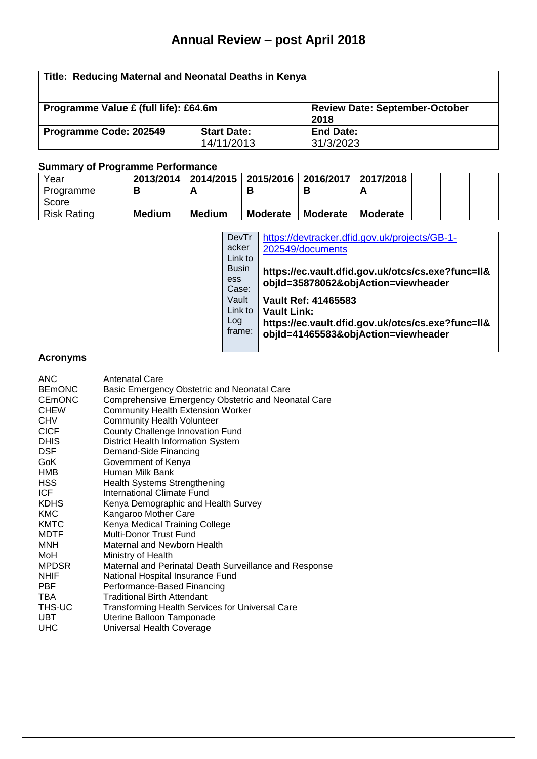# Annual Review – post April 2018

| **Title: Reducing Maternal and Neonatal Deaths in Kenya** | | |
|---|---|---|
| **Programme Value £ (full life): £64.6m** | | **Review Date: September-October 2018** |
| **Programme Code: 202549** | **Start Date:** 14/11/2013 | **End Date:** 31/3/2023 |

### Summary of Programme Performance

| Year | 2013/2014 | 2014/2015 | 2015/2016 | 2016/2017 | 2017/2018 | | | |
|---|---|---|---|---|---|---|---|---|
| Programme Score | **B** | **A** | **B** | **B** | **A** | | | |
| Risk Rating | **Medium** | **Medium** | **Moderate** | **Moderate** | **Moderate** | | | |

| | |
|---|---|
| DevTracker Link to Business Case: | https://devtracker.dfid.gov.uk/projects/GB-1-202549/documents<br><br>**https://ec.vault.dfid.gov.uk/otcs/cs.exe?func=ll&objId=35878062&objAction=viewheader** |
| Vault Link to Logframe: | **Vault Ref: 41465583**<br>**Vault Link:**<br>**https://ec.vault.dfid.gov.uk/otcs/cs.exe?func=ll&objId=41465583&objAction=viewheader** |

### Acronyms

| | |
|---|---|
| ANC | Antenatal Care |
| BEmONC | Basic Emergency Obstetric and Neonatal Care |
| CEmONC | Comprehensive Emergency Obstetric and Neonatal Care |
| CHEW | Community Health Extension Worker |
| CHV | Community Health Volunteer |
| CICF | County Challenge Innovation Fund |
| DHIS | District Health Information System |
| DSF | Demand-Side Financing |
| GoK | Government of Kenya |
| HMB | Human Milk Bank |
| HSS | Health Systems Strengthening |
| ICF | International Climate Fund |
| KDHS | Kenya Demographic and Health Survey |
| KMC | Kangaroo Mother Care |
| KMTC | Kenya Medical Training College |
| MDTF | Multi-Donor Trust Fund |
| MNH | Maternal and Newborn Health |
| MoH | Ministry of Health |
| MPDSR | Maternal and Perinatal Death Surveillance and Response |
| NHIF | National Hospital Insurance Fund |
| PBF | Performance-Based Financing |
| TBA | Traditional Birth Attendant |
| THS-UC | Transforming Health Services for Universal Care |
| UBT | Uterine Balloon Tamponade |
| UHC | Universal Health Coverage |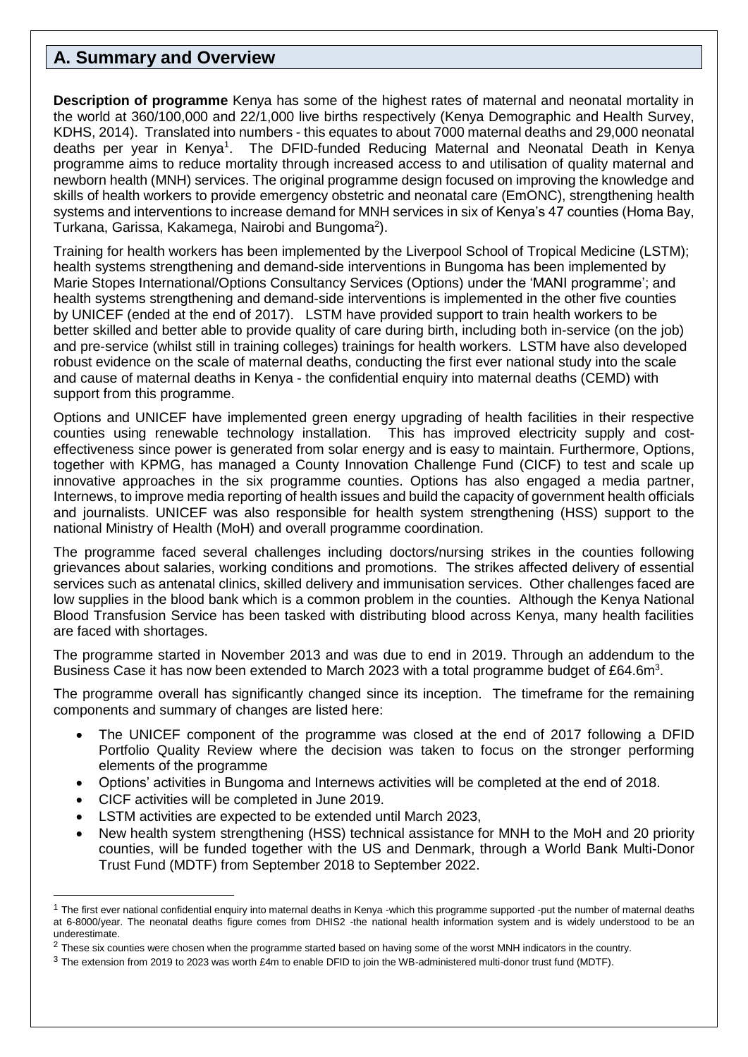## A. Summary and Overview

**Description of programme** Kenya has some of the highest rates of maternal and neonatal mortality in the world at 360/100,000 and 22/1,000 live births respectively (Kenya Demographic and Health Survey, KDHS, 2014). Translated into numbers - this equates to about 7000 maternal deaths and 29,000 neonatal deaths per year in Kenya[1]. The DFID-funded Reducing Maternal and Neonatal Death in Kenya programme aims to reduce mortality through increased access to and utilisation of quality maternal and newborn health (MNH) services. The original programme design focused on improving the knowledge and skills of health workers to provide emergency obstetric and neonatal care (EmONC), strengthening health systems and interventions to increase demand for MNH services in six of Kenya's 47 counties (Homa Bay, Turkana, Garissa, Kakamega, Nairobi and Bungoma[2]).

Training for health workers has been implemented by the Liverpool School of Tropical Medicine (LSTM); health systems strengthening and demand-side interventions in Bungoma has been implemented by Marie Stopes International/Options Consultancy Services (Options) under the 'MANI programme'; and health systems strengthening and demand-side interventions is implemented in the other five counties by UNICEF (ended at the end of 2017). LSTM have provided support to train health workers to be better skilled and better able to provide quality of care during birth, including both in-service (on the job) and pre-service (whilst still in training colleges) trainings for health workers. LSTM have also developed robust evidence on the scale of maternal deaths, conducting the first ever national study into the scale and cause of maternal deaths in Kenya - the confidential enquiry into maternal deaths (CEMD) with support from this programme.

Options and UNICEF have implemented green energy upgrading of health facilities in their respective counties using renewable technology installation. This has improved electricity supply and cost-effectiveness since power is generated from solar energy and is easy to maintain. Furthermore, Options, together with KPMG, has managed a County Innovation Challenge Fund (CICF) to test and scale up innovative approaches in the six programme counties. Options has also engaged a media partner, Internews, to improve media reporting of health issues and build the capacity of government health officials and journalists. UNICEF was also responsible for health system strengthening (HSS) support to the national Ministry of Health (MoH) and overall programme coordination.

The programme faced several challenges including doctors/nursing strikes in the counties following grievances about salaries, working conditions and promotions. The strikes affected delivery of essential services such as antenatal clinics, skilled delivery and immunisation services. Other challenges faced are low supplies in the blood bank which is a common problem in the counties. Although the Kenya National Blood Transfusion Service has been tasked with distributing blood across Kenya, many health facilities are faced with shortages.

The programme started in November 2013 and was due to end in 2019. Through an addendum to the Business Case it has now been extended to March 2023 with a total programme budget of £64.6m[3].

The programme overall has significantly changed since its inception. The timeframe for the remaining components and summary of changes are listed here:

- The UNICEF component of the programme was closed at the end of 2017 following a DFID Portfolio Quality Review where the decision was taken to focus on the stronger performing elements of the programme
- Options' activities in Bungoma and Internews activities will be completed at the end of 2018.
- CICF activities will be completed in June 2019.
- LSTM activities are expected to be extended until March 2023,
- New health system strengthening (HSS) technical assistance for MNH to the MoH and 20 priority counties, will be funded together with the US and Denmark, through a World Bank Multi-Donor Trust Fund (MDTF) from September 2018 to September 2022.

---

[1] The first ever national confidential enquiry into maternal deaths in Kenya -which this programme supported -put the number of maternal deaths at 6-8000/year. The neonatal deaths figure comes from DHIS2 -the national health information system and is widely understood to be an underestimate.

[2] These six counties were chosen when the programme started based on having some of the worst MNH indicators in the country.

[3] The extension from 2019 to 2023 was worth £4m to enable DFID to join the WB-administered multi-donor trust fund (MDTF).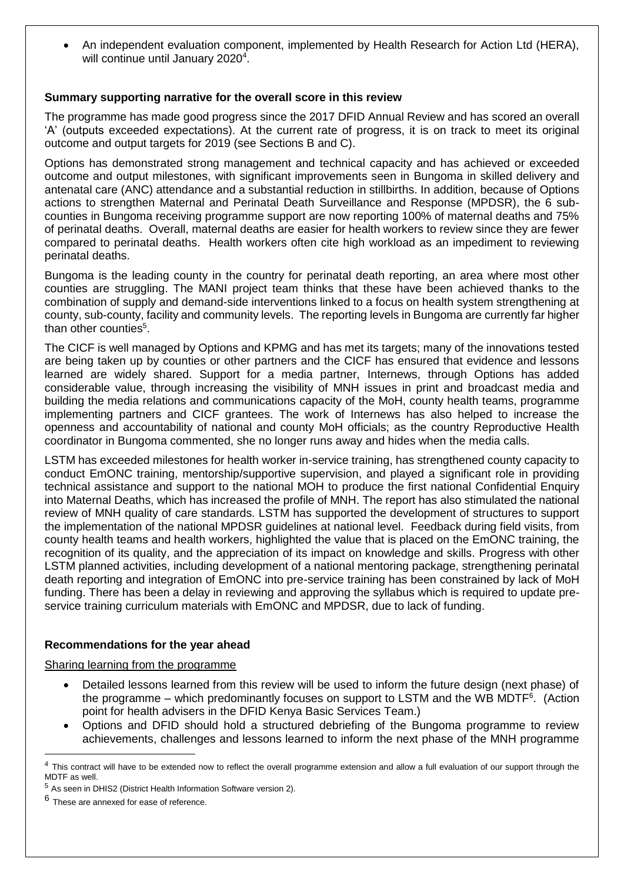- An independent evaluation component, implemented by Health Research for Action Ltd (HERA), will continue until January 2020[4].

**Summary supporting narrative for the overall score in this review**

The programme has made good progress since the 2017 DFID Annual Review and has scored an overall 'A' (outputs exceeded expectations). At the current rate of progress, it is on track to meet its original outcome and output targets for 2019 (see Sections B and C).

Options has demonstrated strong management and technical capacity and has achieved or exceeded outcome and output milestones, with significant improvements seen in Bungoma in skilled delivery and antenatal care (ANC) attendance and a substantial reduction in stillbirths. In addition, because of Options actions to strengthen Maternal and Perinatal Death Surveillance and Response (MPDSR), the 6 sub-counties in Bungoma receiving programme support are now reporting 100% of maternal deaths and 75% of perinatal deaths. Overall, maternal deaths are easier for health workers to review since they are fewer compared to perinatal deaths. Health workers often cite high workload as an impediment to reviewing perinatal deaths.

Bungoma is the leading county in the country for perinatal death reporting, an area where most other counties are struggling. The MANI project team thinks that these have been achieved thanks to the combination of supply and demand-side interventions linked to a focus on health system strengthening at county, sub-county, facility and community levels. The reporting levels in Bungoma are currently far higher than other counties[5].

The CICF is well managed by Options and KPMG and has met its targets; many of the innovations tested are being taken up by counties or other partners and the CICF has ensured that evidence and lessons learned are widely shared. Support for a media partner, Internews, through Options has added considerable value, through increasing the visibility of MNH issues in print and broadcast media and building the media relations and communications capacity of the MoH, county health teams, programme implementing partners and CICF grantees. The work of Internews has also helped to increase the openness and accountability of national and county MoH officials; as the country Reproductive Health coordinator in Bungoma commented, she no longer runs away and hides when the media calls.

LSTM has exceeded milestones for health worker in-service training, has strengthened county capacity to conduct EmONC training, mentorship/supportive supervision, and played a significant role in providing technical assistance and support to the national MOH to produce the first national Confidential Enquiry into Maternal Deaths, which has increased the profile of MNH. The report has also stimulated the national review of MNH quality of care standards. LSTM has supported the development of structures to support the implementation of the national MPDSR guidelines at national level. Feedback during field visits, from county health teams and health workers, highlighted the value that is placed on the EmONC training, the recognition of its quality, and the appreciation of its impact on knowledge and skills. Progress with other LSTM planned activities, including development of a national mentoring package, strengthening perinatal death reporting and integration of EmONC into pre-service training has been constrained by lack of MoH funding. There has been a delay in reviewing and approving the syllabus which is required to update pre-service training curriculum materials with EmONC and MPDSR, due to lack of funding.

**Recommendations for the year ahead**

Sharing learning from the programme

- Detailed lessons learned from this review will be used to inform the future design (next phase) of the programme – which predominantly focuses on support to LSTM and the WB MDTF[6]. (Action point for health advisers in the DFID Kenya Basic Services Team.)
- Options and DFID should hold a structured debriefing of the Bungoma programme to review achievements, challenges and lessons learned to inform the next phase of the MNH programme

[4] This contract will have to be extended now to reflect the overall programme extension and allow a full evaluation of our support through the MDTF as well.

[5] As seen in DHIS2 (District Health Information Software version 2).

[6] These are annexed for ease of reference.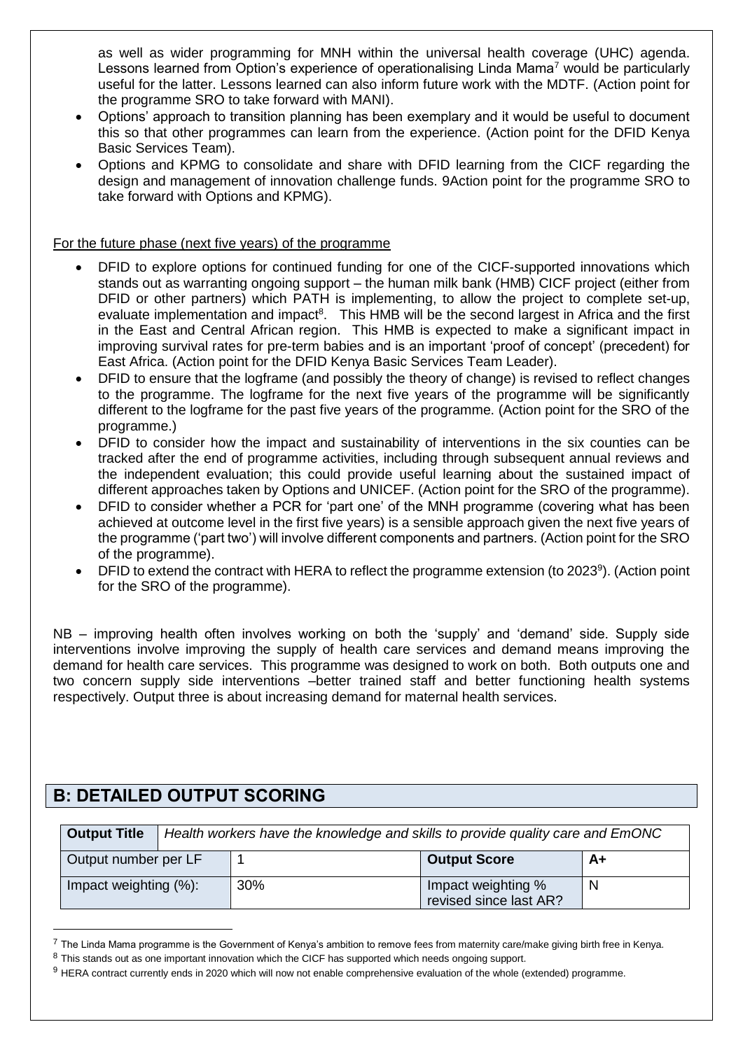as well as wider programming for MNH within the universal health coverage (UHC) agenda. Lessons learned from Option's experience of operationalising Linda Mama[7] would be particularly useful for the latter. Lessons learned can also inform future work with the MDTF. (Action point for the programme SRO to take forward with MANI).

- Options' approach to transition planning has been exemplary and it would be useful to document this so that other programmes can learn from the experience. (Action point for the DFID Kenya Basic Services Team).
- Options and KPMG to consolidate and share with DFID learning from the CICF regarding the design and management of innovation challenge funds. 9Action point for the programme SRO to take forward with Options and KPMG).

For the future phase (next five years) of the programme

- DFID to explore options for continued funding for one of the CICF-supported innovations which stands out as warranting ongoing support – the human milk bank (HMB) CICF project (either from DFID or other partners) which PATH is implementing, to allow the project to complete set-up, evaluate implementation and impact[8]. This HMB will be the second largest in Africa and the first in the East and Central African region. This HMB is expected to make a significant impact in improving survival rates for pre-term babies and is an important 'proof of concept' (precedent) for East Africa. (Action point for the DFID Kenya Basic Services Team Leader).
- DFID to ensure that the logframe (and possibly the theory of change) is revised to reflect changes to the programme. The logframe for the next five years of the programme will be significantly different to the logframe for the past five years of the programme. (Action point for the SRO of the programme.)
- DFID to consider how the impact and sustainability of interventions in the six counties can be tracked after the end of programme activities, including through subsequent annual reviews and the independent evaluation; this could provide useful learning about the sustained impact of different approaches taken by Options and UNICEF. (Action point for the SRO of the programme).
- DFID to consider whether a PCR for 'part one' of the MNH programme (covering what has been achieved at outcome level in the first five years) is a sensible approach given the next five years of the programme ('part two') will involve different components and partners. (Action point for the SRO of the programme).
- DFID to extend the contract with HERA to reflect the programme extension (to 2023[9]). (Action point for the SRO of the programme).

NB – improving health often involves working on both the 'supply' and 'demand' side. Supply side interventions involve improving the supply of health care services and demand means improving the demand for health care services. This programme was designed to work on both. Both outputs one and two concern supply side interventions –better trained staff and better functioning health systems respectively. Output three is about increasing demand for maternal health services.

## B: DETAILED OUTPUT SCORING

| **Output Title** | *Health workers have the knowledge and skills to provide quality care and EmONC* | | |
|---|---|---|---|
| Output number per LF | 1 | **Output Score** | **A+** |
| Impact weighting (%): | 30% | Impact weighting % revised since last AR? | N |

[7] The Linda Mama programme is the Government of Kenya's ambition to remove fees from maternity care/make giving birth free in Kenya.

[8] This stands out as one important innovation which the CICF has supported which needs ongoing support.

[9] HERA contract currently ends in 2020 which will now not enable comprehensive evaluation of the whole (extended) programme.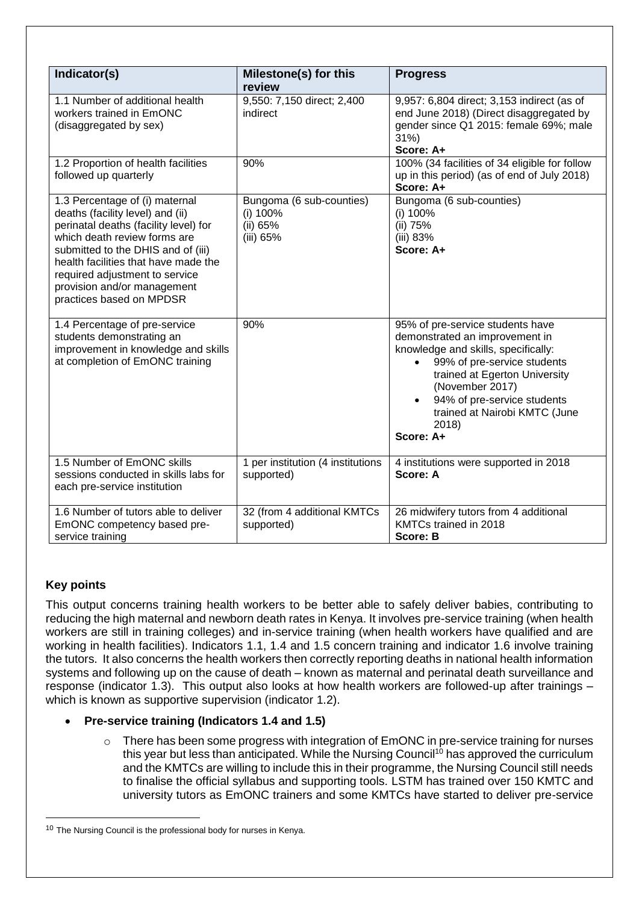| Indicator(s) | Milestone(s) for this review | Progress |
|---|---|---|
| 1.1 Number of additional health workers trained in EmONC (disaggregated by sex) | 9,550: 7,150 direct; 2,400 indirect | 9,957: 6,804 direct; 3,153 indirect (as of end June 2018) (Direct disaggregated by gender since Q1 2015: female 69%; male 31%) **Score: A+** |
| 1.2 Proportion of health facilities followed up quarterly | 90% | 100% (34 facilities of 34 eligible for follow up in this period) (as of end of July 2018) **Score: A+** |
| 1.3 Percentage of (i) maternal deaths (facility level) and (ii) perinatal deaths (facility level) for which death review forms are submitted to the DHIS and of (iii) health facilities that have made the required adjustment to service provision and/or management practices based on MPDSR | Bungoma (6 sub-counties) (i) 100% (ii) 65% (iii) 65% | Bungoma (6 sub-counties) (i) 100% (ii) 75% (iii) 83% **Score: A+** |
| 1.4 Percentage of pre-service students demonstrating an improvement in knowledge and skills at completion of EmONC training | 90% | 95% of pre-service students have demonstrated an improvement in knowledge and skills, specifically: • 99% of pre-service students trained at Egerton University (November 2017) • 94% of pre-service students trained at Nairobi KMTC (June 2018) **Score: A+** |
| 1.5 Number of EmONC skills sessions conducted in skills labs for each pre-service institution | 1 per institution (4 institutions supported) | 4 institutions were supported in 2018 **Score: A** |
| 1.6 Number of tutors able to deliver EmONC competency based pre-service training | 32 (from 4 additional KMTCs supported) | 26 midwifery tutors from 4 additional KMTCs trained in 2018 **Score: B** |

**Key points**

This output concerns training health workers to be better able to safely deliver babies, contributing to reducing the high maternal and newborn death rates in Kenya. It involves pre-service training (when health workers are still in training colleges) and in-service training (when health workers have qualified and are working in health facilities). Indicators 1.1, 1.4 and 1.5 concern training and indicator 1.6 involve training the tutors. It also concerns the health workers then correctly reporting deaths in national health information systems and following up on the cause of death – known as maternal and perinatal death surveillance and response (indicator 1.3). This output also looks at how health workers are followed-up after trainings – which is known as supportive supervision (indicator 1.2).

- **Pre-service training (Indicators 1.4 and 1.5)**
  - There has been some progress with integration of EmONC in pre-service training for nurses this year but less than anticipated. While the Nursing Council[10] has approved the curriculum and the KMTCs are willing to include this in their programme, the Nursing Council still needs to finalise the official syllabus and supporting tools. LSTM has trained over 150 KMTC and university tutors as EmONC trainers and some KMTCs have started to deliver pre-service

[10] The Nursing Council is the professional body for nurses in Kenya.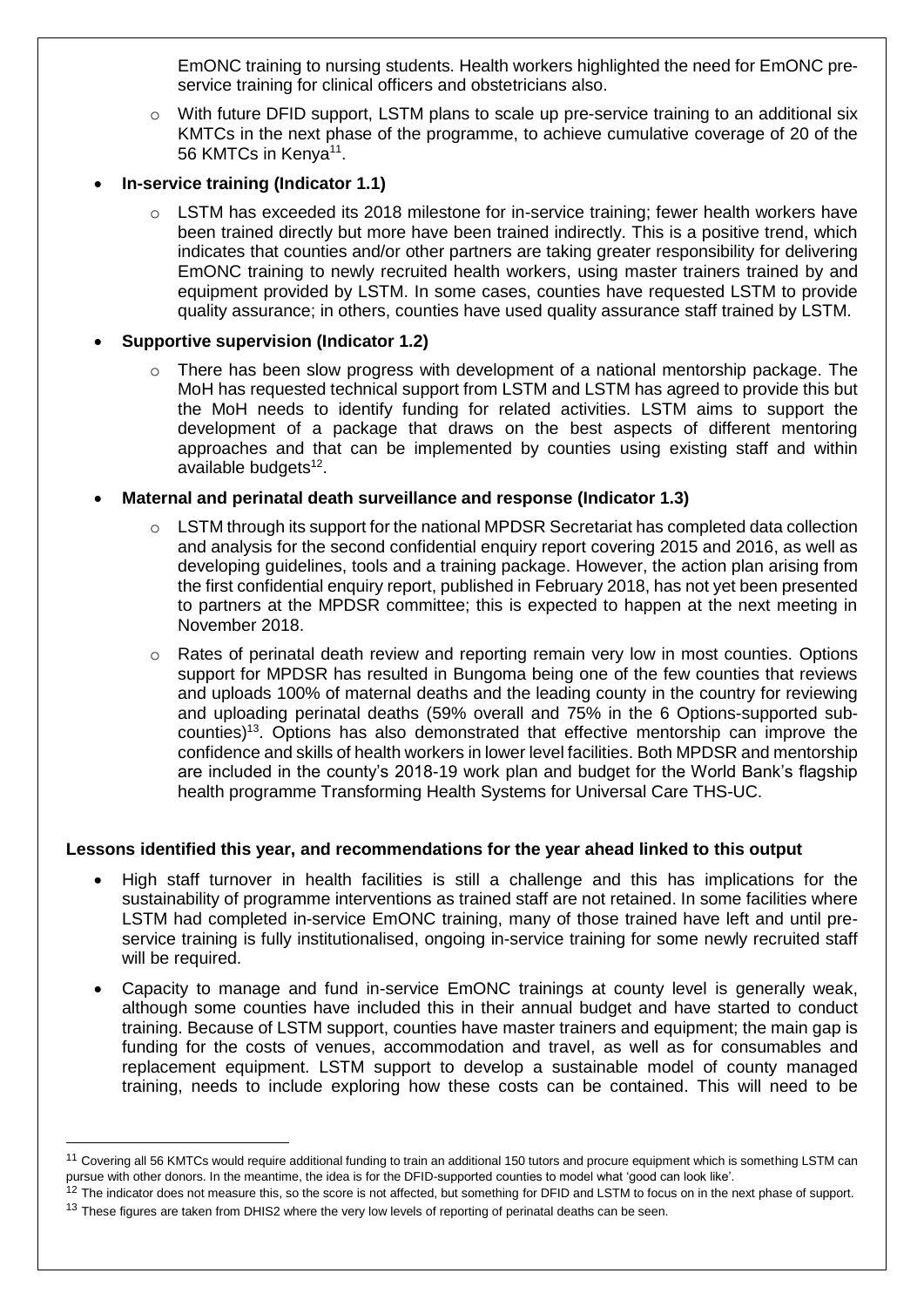EmONC training to nursing students. Health workers highlighted the need for EmONC pre-service training for clinical officers and obstetricians also.

  - With future DFID support, LSTM plans to scale up pre-service training to an additional six KMTCs in the next phase of the programme, to achieve cumulative coverage of 20 of the 56 KMTCs in Kenya[11].

- **In-service training (Indicator 1.1)**
  - LSTM has exceeded its 2018 milestone for in-service training; fewer health workers have been trained directly but more have been trained indirectly. This is a positive trend, which indicates that counties and/or other partners are taking greater responsibility for delivering EmONC training to newly recruited health workers, using master trainers trained by and equipment provided by LSTM. In some cases, counties have requested LSTM to provide quality assurance; in others, counties have used quality assurance staff trained by LSTM.

- **Supportive supervision (Indicator 1.2)**
  - There has been slow progress with development of a national mentorship package. The MoH has requested technical support from LSTM and LSTM has agreed to provide this but the MoH needs to identify funding for related activities. LSTM aims to support the development of a package that draws on the best aspects of different mentoring approaches and that can be implemented by counties using existing staff and within available budgets[12].

- **Maternal and perinatal death surveillance and response (Indicator 1.3)**
  - LSTM through its support for the national MPDSR Secretariat has completed data collection and analysis for the second confidential enquiry report covering 2015 and 2016, as well as developing guidelines, tools and a training package. However, the action plan arising from the first confidential enquiry report, published in February 2018, has not yet been presented to partners at the MPDSR committee; this is expected to happen at the next meeting in November 2018.
  - Rates of perinatal death review and reporting remain very low in most counties. Options support for MPDSR has resulted in Bungoma being one of the few counties that reviews and uploads 100% of maternal deaths and the leading county in the country for reviewing and uploading perinatal deaths (59% overall and 75% in the 6 Options-supported sub-counties)[13]. Options has also demonstrated that effective mentorship can improve the confidence and skills of health workers in lower level facilities. Both MPDSR and mentorship are included in the county's 2018-19 work plan and budget for the World Bank's flagship health programme Transforming Health Systems for Universal Care THS-UC.

**Lessons identified this year, and recommendations for the year ahead linked to this output**

- High staff turnover in health facilities is still a challenge and this has implications for the sustainability of programme interventions as trained staff are not retained. In some facilities where LSTM had completed in-service EmONC training, many of those trained have left and until pre-service training is fully institutionalised, ongoing in-service training for some newly recruited staff will be required.
- Capacity to manage and fund in-service EmONC trainings at county level is generally weak, although some counties have included this in their annual budget and have started to conduct training. Because of LSTM support, counties have master trainers and equipment; the main gap is funding for the costs of venues, accommodation and travel, as well as for consumables and replacement equipment. LSTM support to develop a sustainable model of county managed training, needs to include exploring how these costs can be contained. This will need to be

---

[11] Covering all 56 KMTCs would require additional funding to train an additional 150 tutors and procure equipment which is something LSTM can pursue with other donors. In the meantime, the idea is for the DFID-supported counties to model what 'good can look like'.

[12] The indicator does not measure this, so the score is not affected, but something for DFID and LSTM to focus on in the next phase of support.

[13] These figures are taken from DHIS2 where the very low levels of reporting of perinatal deaths can be seen.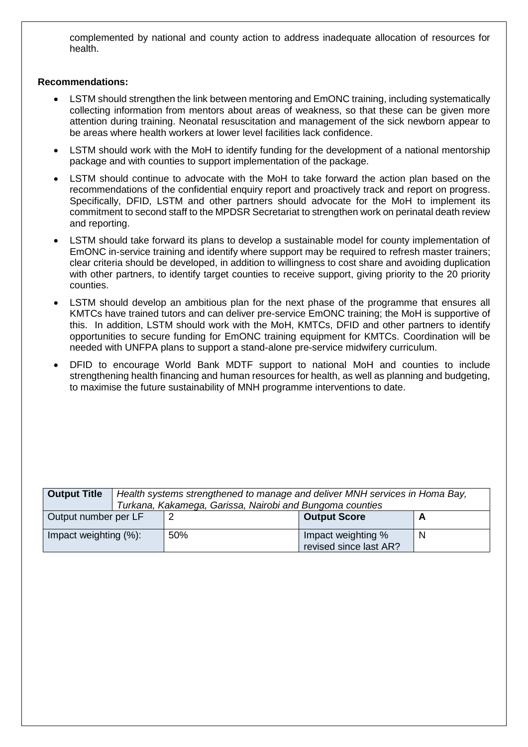complemented by national and county action to address inadequate allocation of resources for health.

**Recommendations:**

- LSTM should strengthen the link between mentoring and EmONC training, including systematically collecting information from mentors about areas of weakness, so that these can be given more attention during training. Neonatal resuscitation and management of the sick newborn appear to be areas where health workers at lower level facilities lack confidence.
- LSTM should work with the MoH to identify funding for the development of a national mentorship package and with counties to support implementation of the package.
- LSTM should continue to advocate with the MoH to take forward the action plan based on the recommendations of the confidential enquiry report and proactively track and report on progress. Specifically, DFID, LSTM and other partners should advocate for the MoH to implement its commitment to second staff to the MPDSR Secretariat to strengthen work on perinatal death review and reporting.
- LSTM should take forward its plans to develop a sustainable model for county implementation of EmONC in-service training and identify where support may be required to refresh master trainers; clear criteria should be developed, in addition to willingness to cost share and avoiding duplication with other partners, to identify target counties to receive support, giving priority to the 20 priority counties.
- LSTM should develop an ambitious plan for the next phase of the programme that ensures all KMTCs have trained tutors and can deliver pre-service EmONC training; the MoH is supportive of this. In addition, LSTM should work with the MoH, KMTCs, DFID and other partners to identify opportunities to secure funding for EmONC training equipment for KMTCs. Coordination will be needed with UNFPA plans to support a stand-alone pre-service midwifery curriculum.
- DFID to encourage World Bank MDTF support to national MoH and counties to include strengthening health financing and human resources for health, as well as planning and budgeting, to maximise the future sustainability of MNH programme interventions to date.

| **Output Title** | *Health systems strengthened to manage and deliver MNH services in Homa Bay, Turkana, Kakamega, Garissa, Nairobi and Bungoma counties* | | |
|---|---|---|---|
| Output number per LF | 2 | **Output Score** | **A** |
| Impact weighting (%): | 50% | Impact weighting % revised since last AR? | N |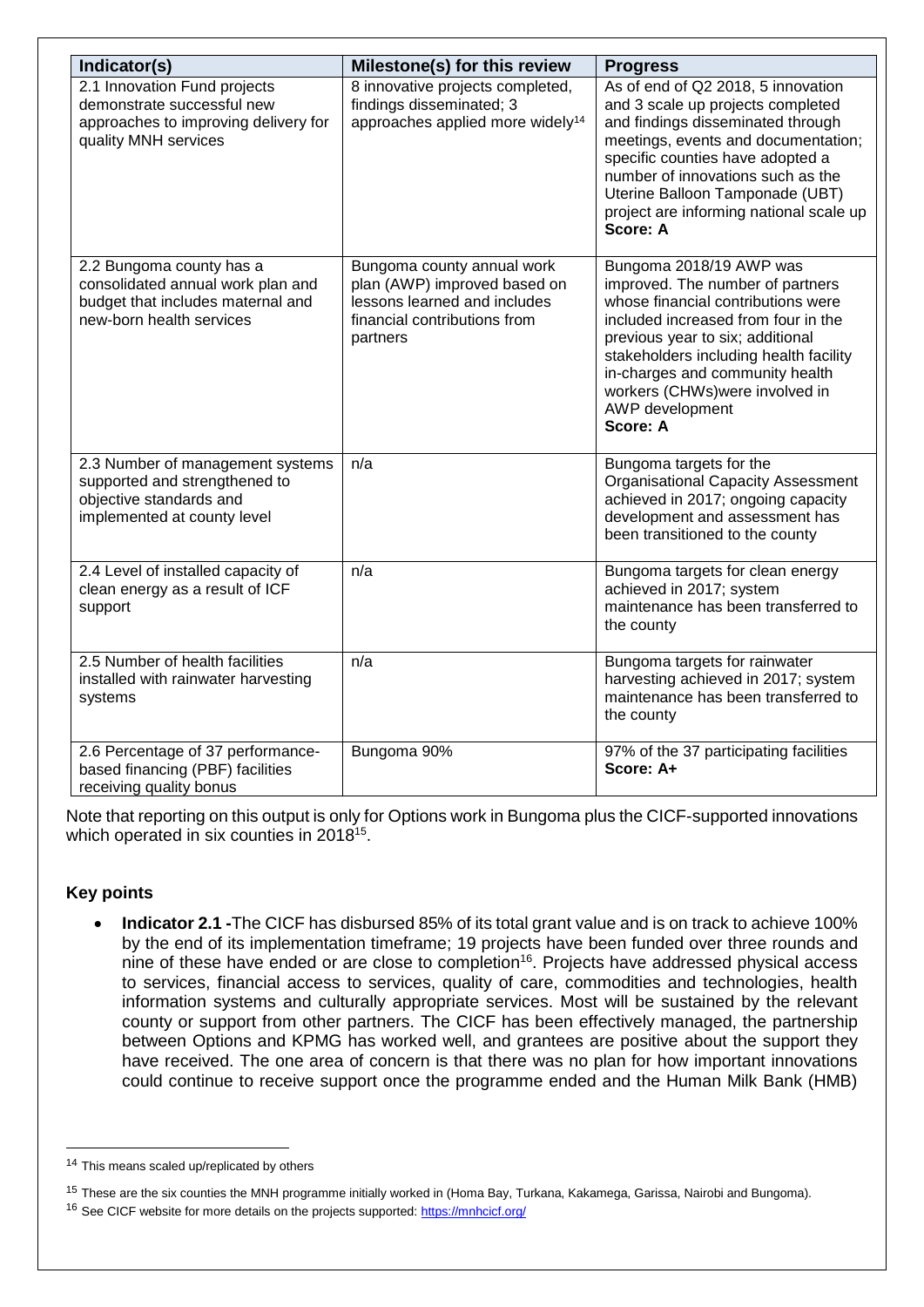| Indicator(s) | Milestone(s) for this review | Progress |
|---|---|---|
| 2.1 Innovation Fund projects demonstrate successful new approaches to improving delivery for quality MNH services | 8 innovative projects completed, findings disseminated; 3 approaches applied more widely[14] | As of end of Q2 2018, 5 innovation and 3 scale up projects completed and findings disseminated through meetings, events and documentation; specific counties have adopted a number of innovations such as the Uterine Balloon Tamponade (UBT) project are informing national scale up **Score: A** |
| 2.2 Bungoma county has a consolidated annual work plan and budget that includes maternal and new-born health services | Bungoma county annual work plan (AWP) improved based on lessons learned and includes financial contributions from partners | Bungoma 2018/19 AWP was improved. The number of partners whose financial contributions were included increased from four in the previous year to six; additional stakeholders including health facility in-charges and community health workers (CHWs)were involved in AWP development **Score: A** |
| 2.3 Number of management systems supported and strengthened to objective standards and implemented at county level | n/a | Bungoma targets for the Organisational Capacity Assessment achieved in 2017; ongoing capacity development and assessment has been transitioned to the county |
| 2.4 Level of installed capacity of clean energy as a result of ICF support | n/a | Bungoma targets for clean energy achieved in 2017; system maintenance has been transferred to the county |
| 2.5 Number of health facilities installed with rainwater harvesting systems | n/a | Bungoma targets for rainwater harvesting achieved in 2017; system maintenance has been transferred to the county |
| 2.6 Percentage of 37 performance-based financing (PBF) facilities receiving quality bonus | Bungoma 90% | 97% of the 37 participating facilities **Score: A+** |

Note that reporting on this output is only for Options work in Bungoma plus the CICF-supported innovations which operated in six counties in 2018[15].

### Key points

- **Indicator 2.1 -**The CICF has disbursed 85% of its total grant value and is on track to achieve 100% by the end of its implementation timeframe; 19 projects have been funded over three rounds and nine of these have ended or are close to completion[16]. Projects have addressed physical access to services, financial access to services, quality of care, commodities and technologies, health information systems and culturally appropriate services. Most will be sustained by the relevant county or support from other partners. The CICF has been effectively managed, the partnership between Options and KPMG has worked well, and grantees are positive about the support they have received. The one area of concern is that there was no plan for how important innovations could continue to receive support once the programme ended and the Human Milk Bank (HMB)

---

[14] This means scaled up/replicated by others

[15] These are the six counties the MNH programme initially worked in (Homa Bay, Turkana, Kakamega, Garissa, Nairobi and Bungoma).

[16] See CICF website for more details on the projects supported: https://mnhcicf.org/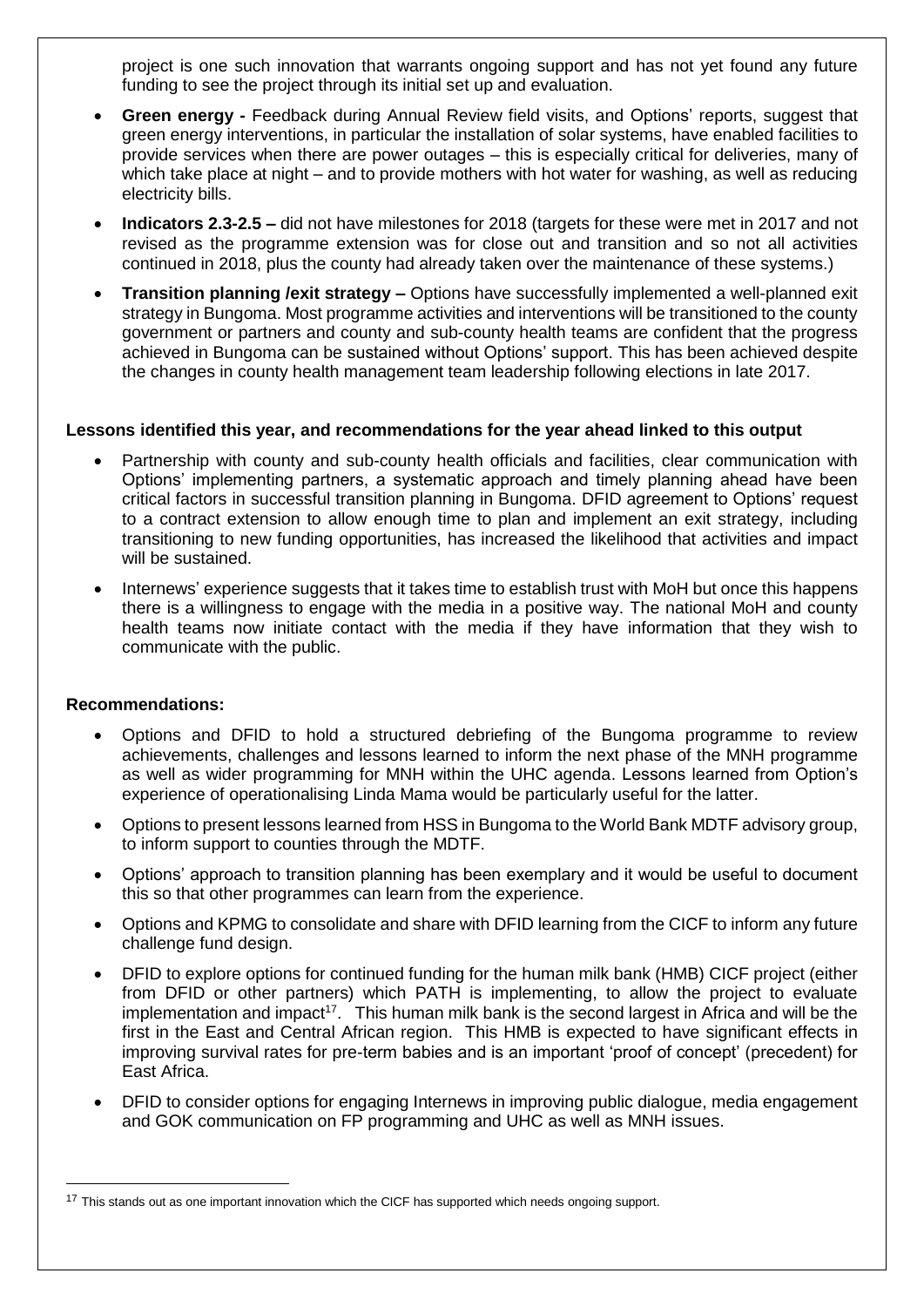project is one such innovation that warrants ongoing support and has not yet found any future funding to see the project through its initial set up and evaluation.

- **Green energy -** Feedback during Annual Review field visits, and Options' reports, suggest that green energy interventions, in particular the installation of solar systems, have enabled facilities to provide services when there are power outages – this is especially critical for deliveries, many of which take place at night – and to provide mothers with hot water for washing, as well as reducing electricity bills.
- **Indicators 2.3-2.5 –** did not have milestones for 2018 (targets for these were met in 2017 and not revised as the programme extension was for close out and transition and so not all activities continued in 2018, plus the county had already taken over the maintenance of these systems.)
- **Transition planning /exit strategy –** Options have successfully implemented a well-planned exit strategy in Bungoma. Most programme activities and interventions will be transitioned to the county government or partners and county and sub-county health teams are confident that the progress achieved in Bungoma can be sustained without Options' support. This has been achieved despite the changes in county health management team leadership following elections in late 2017.

**Lessons identified this year, and recommendations for the year ahead linked to this output**

- Partnership with county and sub-county health officials and facilities, clear communication with Options' implementing partners, a systematic approach and timely planning ahead have been critical factors in successful transition planning in Bungoma. DFID agreement to Options' request to a contract extension to allow enough time to plan and implement an exit strategy, including transitioning to new funding opportunities, has increased the likelihood that activities and impact will be sustained.
- Internews' experience suggests that it takes time to establish trust with MoH but once this happens there is a willingness to engage with the media in a positive way. The national MoH and county health teams now initiate contact with the media if they have information that they wish to communicate with the public.

**Recommendations:**

- Options and DFID to hold a structured debriefing of the Bungoma programme to review achievements, challenges and lessons learned to inform the next phase of the MNH programme as well as wider programming for MNH within the UHC agenda. Lessons learned from Option's experience of operationalising Linda Mama would be particularly useful for the latter.
- Options to present lessons learned from HSS in Bungoma to the World Bank MDTF advisory group, to inform support to counties through the MDTF.
- Options' approach to transition planning has been exemplary and it would be useful to document this so that other programmes can learn from the experience.
- Options and KPMG to consolidate and share with DFID learning from the CICF to inform any future challenge fund design.
- DFID to explore options for continued funding for the human milk bank (HMB) CICF project (either from DFID or other partners) which PATH is implementing, to allow the project to evaluate implementation and impact[17]. This human milk bank is the second largest in Africa and will be the first in the East and Central African region. This HMB is expected to have significant effects in improving survival rates for pre-term babies and is an important 'proof of concept' (precedent) for East Africa.
- DFID to consider options for engaging Internews in improving public dialogue, media engagement and GOK communication on FP programming and UHC as well as MNH issues.

[17] This stands out as one important innovation which the CICF has supported which needs ongoing support.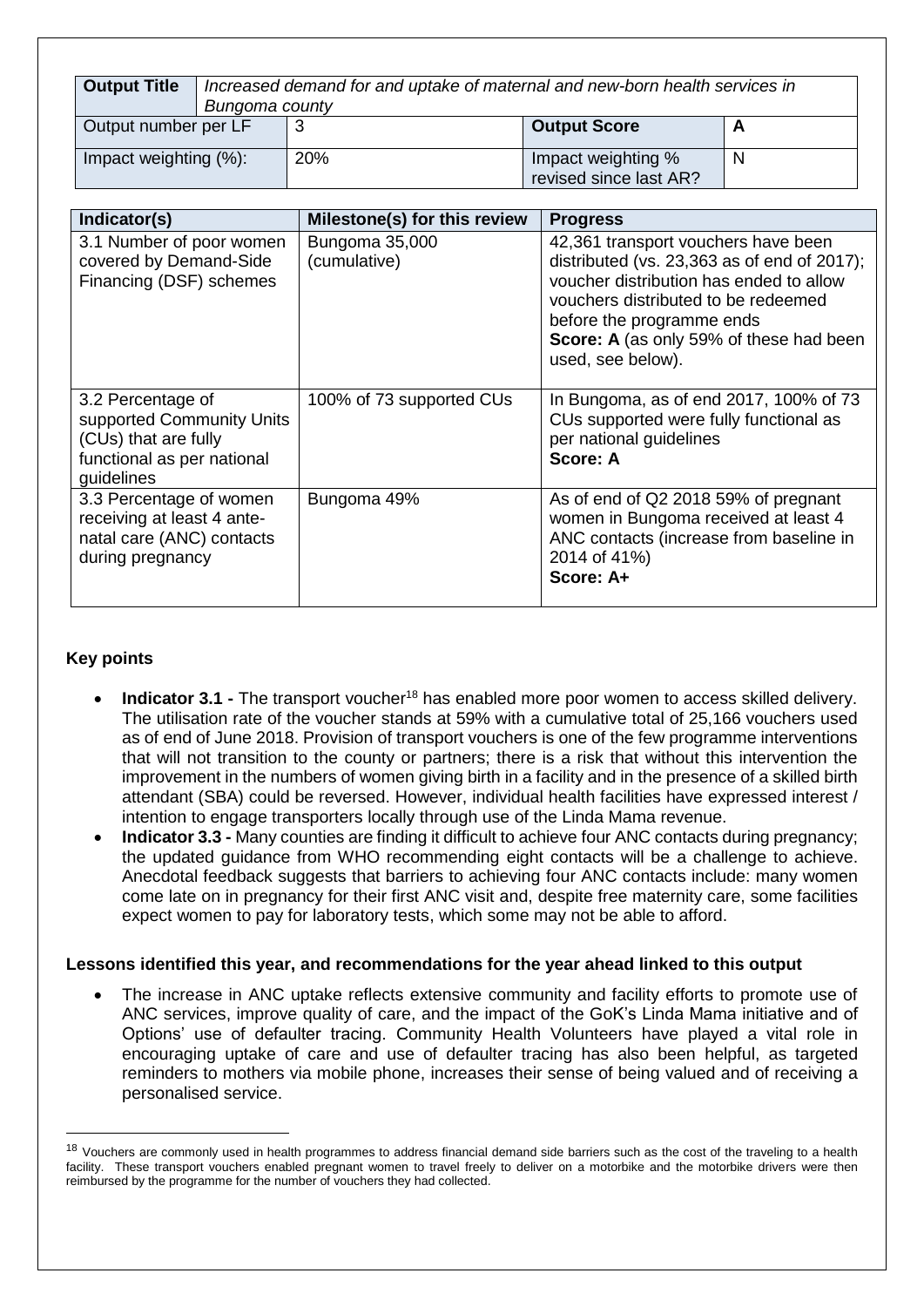| Output Title | *Increased demand for and uptake of maternal and new-born health services in Bungoma county* | | |
|---|---|---|---|
| Output number per LF | 3 | **Output Score** | **A** |
| Impact weighting (%): | 20% | Impact weighting % revised since last AR? | N |

| Indicator(s) | Milestone(s) for this review | Progress |
|---|---|---|
| 3.1 Number of poor women covered by Demand-Side Financing (DSF) schemes | Bungoma 35,000 (cumulative) | 42,361 transport vouchers have been distributed (vs. 23,363 as of end of 2017); voucher distribution has ended to allow vouchers distributed to be redeemed before the programme ends **Score: A** (as only 59% of these had been used, see below). |
| 3.2 Percentage of supported Community Units (CUs) that are fully functional as per national guidelines | 100% of 73 supported CUs | In Bungoma, as of end 2017, 100% of 73 CUs supported were fully functional as per national guidelines **Score: A** |
| 3.3 Percentage of women receiving at least 4 ante-natal care (ANC) contacts during pregnancy | Bungoma 49% | As of end of Q2 2018 59% of pregnant women in Bungoma received at least 4 ANC contacts (increase from baseline in 2014 of 41%) **Score: A+** |

**Key points**

- **Indicator 3.1 -** The transport voucher[18] has enabled more poor women to access skilled delivery. The utilisation rate of the voucher stands at 59% with a cumulative total of 25,166 vouchers used as of end of June 2018. Provision of transport vouchers is one of the few programme interventions that will not transition to the county or partners; there is a risk that without this intervention the improvement in the numbers of women giving birth in a facility and in the presence of a skilled birth attendant (SBA) could be reversed. However, individual health facilities have expressed interest / intention to engage transporters locally through use of the Linda Mama revenue.
- **Indicator 3.3 -** Many counties are finding it difficult to achieve four ANC contacts during pregnancy; the updated guidance from WHO recommending eight contacts will be a challenge to achieve. Anecdotal feedback suggests that barriers to achieving four ANC contacts include: many women come late on in pregnancy for their first ANC visit and, despite free maternity care, some facilities expect women to pay for laboratory tests, which some may not be able to afford.

**Lessons identified this year, and recommendations for the year ahead linked to this output**

- The increase in ANC uptake reflects extensive community and facility efforts to promote use of ANC services, improve quality of care, and the impact of the GoK's Linda Mama initiative and of Options' use of defaulter tracing. Community Health Volunteers have played a vital role in encouraging uptake of care and use of defaulter tracing has also been helpful, as targeted reminders to mothers via mobile phone, increases their sense of being valued and of receiving a personalised service.

[18] Vouchers are commonly used in health programmes to address financial demand side barriers such as the cost of the traveling to a health facility. These transport vouchers enabled pregnant women to travel freely to deliver on a motorbike and the motorbike drivers were then reimbursed by the programme for the number of vouchers they had collected.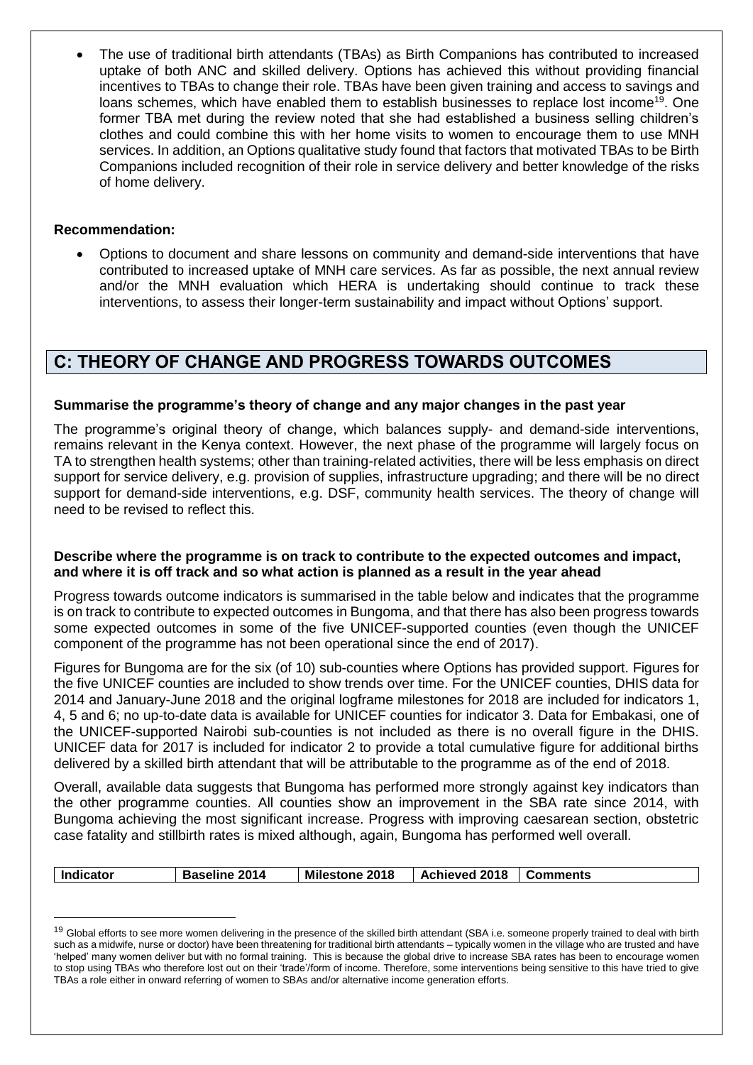- The use of traditional birth attendants (TBAs) as Birth Companions has contributed to increased uptake of both ANC and skilled delivery. Options has achieved this without providing financial incentives to TBAs to change their role. TBAs have been given training and access to savings and loans schemes, which have enabled them to establish businesses to replace lost income[19]. One former TBA met during the review noted that she had established a business selling children's clothes and could combine this with her home visits to women to encourage them to use MNH services. In addition, an Options qualitative study found that factors that motivated TBAs to be Birth Companions included recognition of their role in service delivery and better knowledge of the risks of home delivery.

**Recommendation:**

- Options to document and share lessons on community and demand-side interventions that have contributed to increased uptake of MNH care services. As far as possible, the next annual review and/or the MNH evaluation which HERA is undertaking should continue to track these interventions, to assess their longer-term sustainability and impact without Options' support.

## C: THEORY OF CHANGE AND PROGRESS TOWARDS OUTCOMES

**Summarise the programme's theory of change and any major changes in the past year**

The programme's original theory of change, which balances supply- and demand-side interventions, remains relevant in the Kenya context. However, the next phase of the programme will largely focus on TA to strengthen health systems; other than training-related activities, there will be less emphasis on direct support for service delivery, e.g. provision of supplies, infrastructure upgrading; and there will be no direct support for demand-side interventions, e.g. DSF, community health services. The theory of change will need to be revised to reflect this.

**Describe where the programme is on track to contribute to the expected outcomes and impact, and where it is off track and so what action is planned as a result in the year ahead**

Progress towards outcome indicators is summarised in the table below and indicates that the programme is on track to contribute to expected outcomes in Bungoma, and that there has also been progress towards some expected outcomes in some of the five UNICEF-supported counties (even though the UNICEF component of the programme has not been operational since the end of 2017).

Figures for Bungoma are for the six (of 10) sub-counties where Options has provided support. Figures for the five UNICEF counties are included to show trends over time. For the UNICEF counties, DHIS data for 2014 and January-June 2018 and the original logframe milestones for 2018 are included for indicators 1, 4, 5 and 6; no up-to-date data is available for UNICEF counties for indicator 3. Data for Embakasi, one of the UNICEF-supported Nairobi sub-counties is not included as there is no overall figure in the DHIS. UNICEF data for 2017 is included for indicator 2 to provide a total cumulative figure for additional births delivered by a skilled birth attendant that will be attributable to the programme as of the end of 2018.

Overall, available data suggests that Bungoma has performed more strongly against key indicators than the other programme counties. All counties show an improvement in the SBA rate since 2014, with Bungoma achieving the most significant increase. Progress with improving caesarean section, obstetric case fatality and stillbirth rates is mixed although, again, Bungoma has performed well overall.

| Indicator | Baseline 2014 | Milestone 2018 | Achieved 2018 | Comments |
|---|---|---|---|---|

[19] Global efforts to see more women delivering in the presence of the skilled birth attendant (SBA i.e. someone properly trained to deal with birth such as a midwife, nurse or doctor) have been threatening for traditional birth attendants – typically women in the village who are trusted and have 'helped' many women deliver but with no formal training. This is because the global drive to increase SBA rates has been to encourage women to stop using TBAs who therefore lost out on their 'trade'/form of income. Therefore, some interventions being sensitive to this have tried to give TBAs a role either in onward referring of women to SBAs and/or alternative income generation efforts.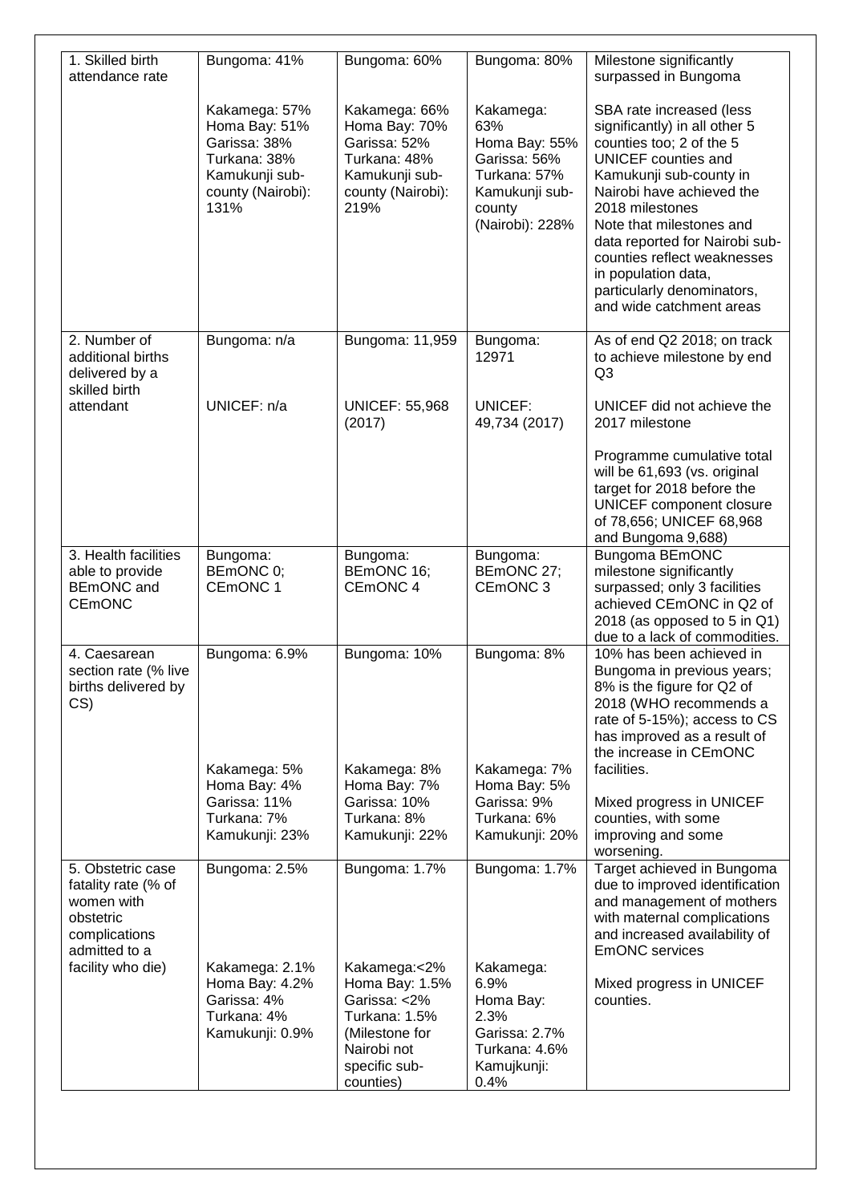| 1. Skilled birth attendance rate | Bungoma: 41%<br><br>Kakamega: 57%<br>Homa Bay: 51%<br>Garissa: 38%<br>Turkana: 38%<br>Kamukunji sub-county (Nairobi): 131% | Bungoma: 60%<br><br>Kakamega: 66%<br>Homa Bay: 70%<br>Garissa: 52%<br>Turkana: 48%<br>Kamukunji sub-county (Nairobi): 219% | Bungoma: 80%<br><br>Kakamega: 63%<br>Homa Bay: 55%<br>Garissa: 56%<br>Turkana: 57%<br>Kamukunji sub-county (Nairobi): 228% | Milestone significantly surpassed in Bungoma<br><br>SBA rate increased (less significantly) in all other 5 counties too; 2 of the 5 UNICEF counties and Kamukunji sub-county in Nairobi have achieved the 2018 milestones<br>Note that milestones and data reported for Nairobi sub-counties reflect weaknesses in population data, particularly denominators, and wide catchment areas |
|---|---|---|---|---|
| 2. Number of additional births delivered by a skilled birth attendant | Bungoma: n/a<br><br>UNICEF: n/a | Bungoma: 11,959<br><br>UNICEF: 55,968 (2017) | Bungoma: 12971<br><br>UNICEF: 49,734 (2017) | As of end Q2 2018; on track to achieve milestone by end Q3<br><br>UNICEF did not achieve the 2017 milestone<br><br>Programme cumulative total will be 61,693 (vs. original target for 2018 before the UNICEF component closure of 78,656; UNICEF 68,968 and Bungoma 9,688) |
| 3. Health facilities able to provide BEmONC and CEmONC | Bungoma: BEmONC 0; CEmONC 1 | Bungoma: BEmONC 16; CEmONC 4 | Bungoma: BEmONC 27; CEmONC 3 | Bungoma BEmONC milestone significantly surpassed; only 3 facilities achieved CEmONC in Q2 of 2018 (as opposed to 5 in Q1) due to a lack of commodities. |
| 4. Caesarean section rate (% live births delivered by CS) | Bungoma: 6.9%<br><br>Kakamega: 5%<br>Homa Bay: 4%<br>Garissa: 11%<br>Turkana: 7%<br>Kamukunji: 23% | Bungoma: 10%<br><br>Kakamega: 8%<br>Homa Bay: 7%<br>Garissa: 10%<br>Turkana: 8%<br>Kamukunji: 22% | Bungoma: 8%<br><br>Kakamega: 7%<br>Homa Bay: 5%<br>Garissa: 9%<br>Turkana: 6%<br>Kamukunji: 20% | 10% has been achieved in Bungoma in previous years; 8% is the figure for Q2 of 2018 (WHO recommends a rate of 5-15%); access to CS has improved as a result of the increase in CEmONC facilities.<br><br>Mixed progress in UNICEF counties, with some improving and some worsening. |
| 5. Obstetric case fatality rate (% of women with obstetric complications admitted to a facility who die) | Bungoma: 2.5%<br><br>Kakamega: 2.1%<br>Homa Bay: 4.2%<br>Garissa: 4%<br>Turkana: 4%<br>Kamukunji: 0.9% | Bungoma: 1.7%<br><br>Kakamega:<2%<br>Homa Bay: 1.5%<br>Garissa: <2%<br>Turkana: 1.5%<br>(Milestone for Nairobi not specific sub-counties) | Bungoma: 1.7%<br><br>Kakamega: 6.9%<br>Homa Bay: 2.3%<br>Garissa: 2.7%<br>Turkana: 4.6%<br>Kamujkunji: 0.4% | Target achieved in Bungoma due to improved identification and management of mothers with maternal complications and increased availability of EmONC services<br><br>Mixed progress in UNICEF counties. |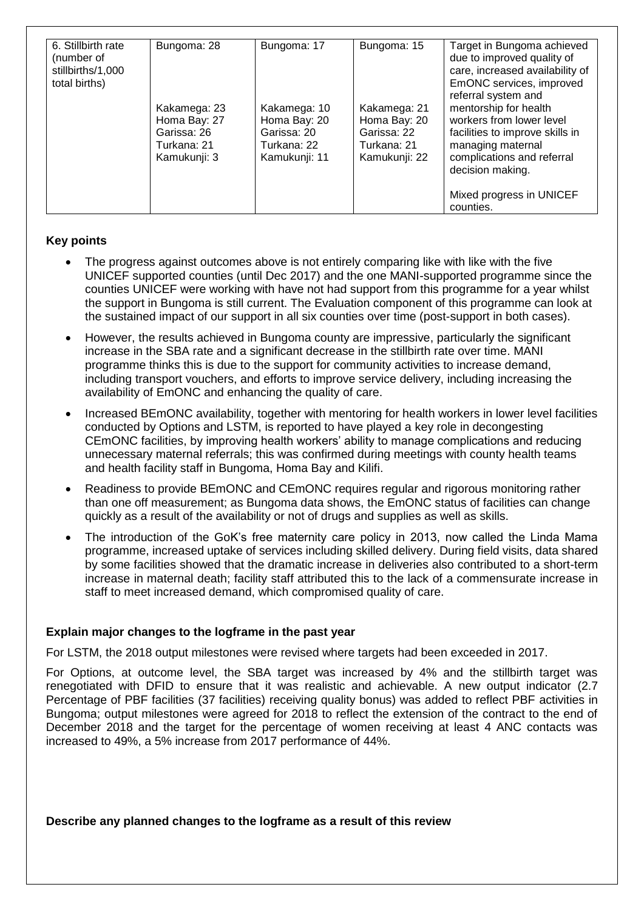| 6. Stillbirth rate (number of stillbirths/1,000 total births) | Bungoma: 28<br><br>Kakamega: 23<br>Homa Bay: 27<br>Garissa: 26<br>Turkana: 21<br>Kamukunji: 3 | Bungoma: 17<br><br>Kakamega: 10<br>Homa Bay: 20<br>Garissa: 20<br>Turkana: 22<br>Kamukunji: 11 | Bungoma: 15<br><br>Kakamega: 21<br>Homa Bay: 20<br>Garissa: 22<br>Turkana: 21<br>Kamukunji: 22 | Target in Bungoma achieved due to improved quality of care, increased availability of EmONC services, improved referral system and mentorship for health workers from lower level facilities to improve skills in managing maternal complications and referral decision making.<br><br>Mixed progress in UNICEF counties. |
|---|---|---|---|---|

**Key points**

- The progress against outcomes above is not entirely comparing like with like with the five UNICEF supported counties (until Dec 2017) and the one MANI-supported programme since the counties UNICEF were working with have not had support from this programme for a year whilst the support in Bungoma is still current. The Evaluation component of this programme can look at the sustained impact of our support in all six counties over time (post-support in both cases).
- However, the results achieved in Bungoma county are impressive, particularly the significant increase in the SBA rate and a significant decrease in the stillbirth rate over time. MANI programme thinks this is due to the support for community activities to increase demand, including transport vouchers, and efforts to improve service delivery, including increasing the availability of EmONC and enhancing the quality of care.
- Increased BEmONC availability, together with mentoring for health workers in lower level facilities conducted by Options and LSTM, is reported to have played a key role in decongesting CEmONC facilities, by improving health workers' ability to manage complications and reducing unnecessary maternal referrals; this was confirmed during meetings with county health teams and health facility staff in Bungoma, Homa Bay and Kilifi.
- Readiness to provide BEmONC and CEmONC requires regular and rigorous monitoring rather than one off measurement; as Bungoma data shows, the EmONC status of facilities can change quickly as a result of the availability or not of drugs and supplies as well as skills.
- The introduction of the GoK's free maternity care policy in 2013, now called the Linda Mama programme, increased uptake of services including skilled delivery. During field visits, data shared by some facilities showed that the dramatic increase in deliveries also contributed to a short-term increase in maternal death; facility staff attributed this to the lack of a commensurate increase in staff to meet increased demand, which compromised quality of care.

**Explain major changes to the logframe in the past year**

For LSTM, the 2018 output milestones were revised where targets had been exceeded in 2017.

For Options, at outcome level, the SBA target was increased by 4% and the stillbirth target was renegotiated with DFID to ensure that it was realistic and achievable. A new output indicator (2.7 Percentage of PBF facilities (37 facilities) receiving quality bonus) was added to reflect PBF activities in Bungoma; output milestones were agreed for 2018 to reflect the extension of the contract to the end of December 2018 and the target for the percentage of women receiving at least 4 ANC contacts was increased to 49%, a 5% increase from 2017 performance of 44%.

**Describe any planned changes to the logframe as a result of this review**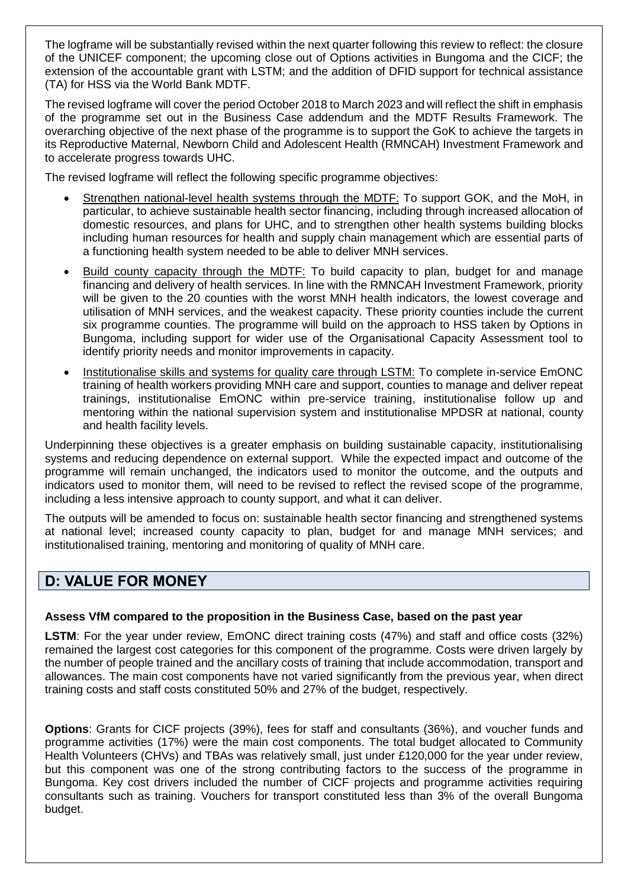The logframe will be substantially revised within the next quarter following this review to reflect: the closure of the UNICEF component; the upcoming close out of Options activities in Bungoma and the CICF; the extension of the accountable grant with LSTM; and the addition of DFID support for technical assistance (TA) for HSS via the World Bank MDTF.

The revised logframe will cover the period October 2018 to March 2023 and will reflect the shift in emphasis of the programme set out in the Business Case addendum and the MDTF Results Framework. The overarching objective of the next phase of the programme is to support the GoK to achieve the targets in its Reproductive Maternal, Newborn Child and Adolescent Health (RMNCAH) Investment Framework and to accelerate progress towards UHC.

The revised logframe will reflect the following specific programme objectives:

- Strengthen national-level health systems through the MDTF: To support GOK, and the MoH, in particular, to achieve sustainable health sector financing, including through increased allocation of domestic resources, and plans for UHC, and to strengthen other health systems building blocks including human resources for health and supply chain management which are essential parts of a functioning health system needed to be able to deliver MNH services.
- Build county capacity through the MDTF: To build capacity to plan, budget for and manage financing and delivery of health services. In line with the RMNCAH Investment Framework, priority will be given to the 20 counties with the worst MNH health indicators, the lowest coverage and utilisation of MNH services, and the weakest capacity. These priority counties include the current six programme counties. The programme will build on the approach to HSS taken by Options in Bungoma, including support for wider use of the Organisational Capacity Assessment tool to identify priority needs and monitor improvements in capacity.
- Institutionalise skills and systems for quality care through LSTM: To complete in-service EmONC training of health workers providing MNH care and support, counties to manage and deliver repeat trainings, institutionalise EmONC within pre-service training, institutionalise follow up and mentoring within the national supervision system and institutionalise MPDSR at national, county and health facility levels.

Underpinning these objectives is a greater emphasis on building sustainable capacity, institutionalising systems and reducing dependence on external support. While the expected impact and outcome of the programme will remain unchanged, the indicators used to monitor the outcome, and the outputs and indicators used to monitor them, will need to be revised to reflect the revised scope of the programme, including a less intensive approach to county support, and what it can deliver.

The outputs will be amended to focus on: sustainable health sector financing and strengthened systems at national level; increased county capacity to plan, budget for and manage MNH services; and institutionalised training, mentoring and monitoring of quality of MNH care.

## D: VALUE FOR MONEY

**Assess VfM compared to the proposition in the Business Case, based on the past year**

**LSTM**: For the year under review, EmONC direct training costs (47%) and staff and office costs (32%) remained the largest cost categories for this component of the programme. Costs were driven largely by the number of people trained and the ancillary costs of training that include accommodation, transport and allowances. The main cost components have not varied significantly from the previous year, when direct training costs and staff costs constituted 50% and 27% of the budget, respectively.

**Options**: Grants for CICF projects (39%), fees for staff and consultants (36%), and voucher funds and programme activities (17%) were the main cost components. The total budget allocated to Community Health Volunteers (CHVs) and TBAs was relatively small, just under £120,000 for the year under review, but this component was one of the strong contributing factors to the success of the programme in Bungoma. Key cost drivers included the number of CICF projects and programme activities requiring consultants such as training. Vouchers for transport constituted less than 3% of the overall Bungoma budget.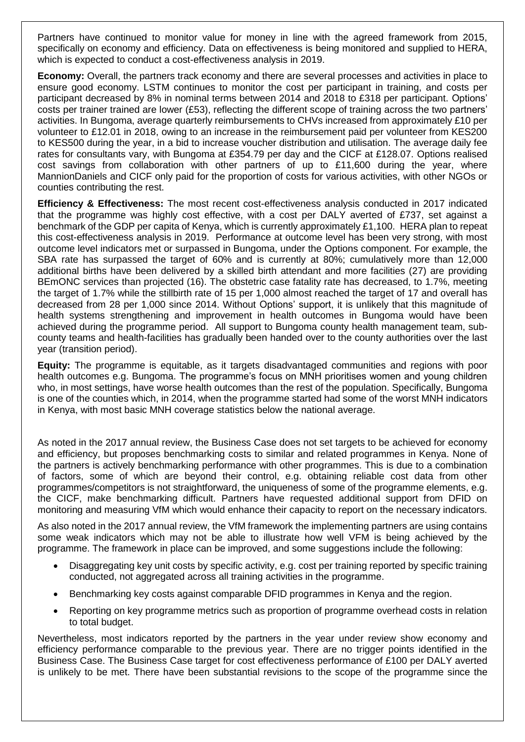Partners have continued to monitor value for money in line with the agreed framework from 2015, specifically on economy and efficiency. Data on effectiveness is being monitored and supplied to HERA, which is expected to conduct a cost-effectiveness analysis in 2019.

**Economy:** Overall, the partners track economy and there are several processes and activities in place to ensure good economy. LSTM continues to monitor the cost per participant in training, and costs per participant decreased by 8% in nominal terms between 2014 and 2018 to £318 per participant. Options' costs per trainer trained are lower (£53), reflecting the different scope of training across the two partners' activities. In Bungoma, average quarterly reimbursements to CHVs increased from approximately £10 per volunteer to £12.01 in 2018, owing to an increase in the reimbursement paid per volunteer from KES200 to KES500 during the year, in a bid to increase voucher distribution and utilisation. The average daily fee rates for consultants vary, with Bungoma at £354.79 per day and the CICF at £128.07. Options realised cost savings from collaboration with other partners of up to £11,600 during the year, where MannionDaniels and CICF only paid for the proportion of costs for various activities, with other NGOs or counties contributing the rest.

**Efficiency & Effectiveness:** The most recent cost-effectiveness analysis conducted in 2017 indicated that the programme was highly cost effective, with a cost per DALY averted of £737, set against a benchmark of the GDP per capita of Kenya, which is currently approximately £1,100. HERA plan to repeat this cost-effectiveness analysis in 2019. Performance at outcome level has been very strong, with most outcome level indicators met or surpassed in Bungoma, under the Options component. For example, the SBA rate has surpassed the target of 60% and is currently at 80%; cumulatively more than 12,000 additional births have been delivered by a skilled birth attendant and more facilities (27) are providing BEmONC services than projected (16). The obstetric case fatality rate has decreased, to 1.7%, meeting the target of 1.7% while the stillbirth rate of 15 per 1,000 almost reached the target of 17 and overall has decreased from 28 per 1,000 since 2014. Without Options' support, it is unlikely that this magnitude of health systems strengthening and improvement in health outcomes in Bungoma would have been achieved during the programme period. All support to Bungoma county health management team, sub-county teams and health-facilities has gradually been handed over to the county authorities over the last year (transition period).

**Equity:** The programme is equitable, as it targets disadvantaged communities and regions with poor health outcomes e.g. Bungoma. The programme's focus on MNH prioritises women and young children who, in most settings, have worse health outcomes than the rest of the population. Specifically, Bungoma is one of the counties which, in 2014, when the programme started had some of the worst MNH indicators in Kenya, with most basic MNH coverage statistics below the national average.

As noted in the 2017 annual review, the Business Case does not set targets to be achieved for economy and efficiency, but proposes benchmarking costs to similar and related programmes in Kenya. None of the partners is actively benchmarking performance with other programmes. This is due to a combination of factors, some of which are beyond their control, e.g. obtaining reliable cost data from other programmes/competitors is not straightforward, the uniqueness of some of the programme elements, e.g. the CICF, make benchmarking difficult. Partners have requested additional support from DFID on monitoring and measuring VfM which would enhance their capacity to report on the necessary indicators.

As also noted in the 2017 annual review, the VfM framework the implementing partners are using contains some weak indicators which may not be able to illustrate how well VFM is being achieved by the programme. The framework in place can be improved, and some suggestions include the following:

- Disaggregating key unit costs by specific activity, e.g. cost per training reported by specific training conducted, not aggregated across all training activities in the programme.
- Benchmarking key costs against comparable DFID programmes in Kenya and the region.
- Reporting on key programme metrics such as proportion of programme overhead costs in relation to total budget.

Nevertheless, most indicators reported by the partners in the year under review show economy and efficiency performance comparable to the previous year. There are no trigger points identified in the Business Case. The Business Case target for cost effectiveness performance of £100 per DALY averted is unlikely to be met. There have been substantial revisions to the scope of the programme since the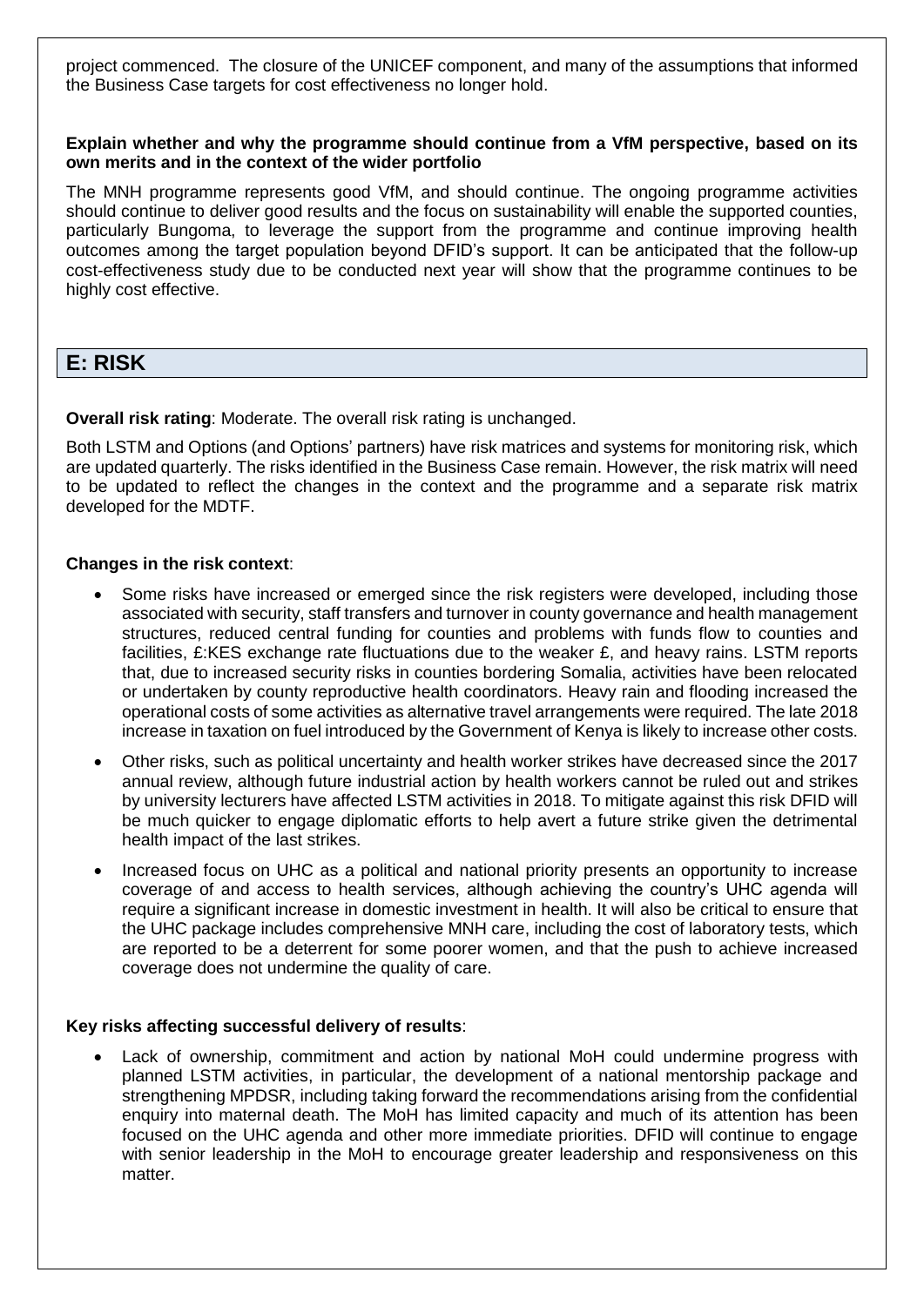project commenced. The closure of the UNICEF component, and many of the assumptions that informed the Business Case targets for cost effectiveness no longer hold.

**Explain whether and why the programme should continue from a VfM perspective, based on its own merits and in the context of the wider portfolio**

The MNH programme represents good VfM, and should continue. The ongoing programme activities should continue to deliver good results and the focus on sustainability will enable the supported counties, particularly Bungoma, to leverage the support from the programme and continue improving health outcomes among the target population beyond DFID's support. It can be anticipated that the follow-up cost-effectiveness study due to be conducted next year will show that the programme continues to be highly cost effective.

## E: RISK

**Overall risk rating**: Moderate. The overall risk rating is unchanged.

Both LSTM and Options (and Options' partners) have risk matrices and systems for monitoring risk, which are updated quarterly. The risks identified in the Business Case remain. However, the risk matrix will need to be updated to reflect the changes in the context and the programme and a separate risk matrix developed for the MDTF.

**Changes in the risk context**:

- Some risks have increased or emerged since the risk registers were developed, including those associated with security, staff transfers and turnover in county governance and health management structures, reduced central funding for counties and problems with funds flow to counties and facilities, £:KES exchange rate fluctuations due to the weaker £, and heavy rains. LSTM reports that, due to increased security risks in counties bordering Somalia, activities have been relocated or undertaken by county reproductive health coordinators. Heavy rain and flooding increased the operational costs of some activities as alternative travel arrangements were required. The late 2018 increase in taxation on fuel introduced by the Government of Kenya is likely to increase other costs.
- Other risks, such as political uncertainty and health worker strikes have decreased since the 2017 annual review, although future industrial action by health workers cannot be ruled out and strikes by university lecturers have affected LSTM activities in 2018. To mitigate against this risk DFID will be much quicker to engage diplomatic efforts to help avert a future strike given the detrimental health impact of the last strikes.
- Increased focus on UHC as a political and national priority presents an opportunity to increase coverage of and access to health services, although achieving the country's UHC agenda will require a significant increase in domestic investment in health. It will also be critical to ensure that the UHC package includes comprehensive MNH care, including the cost of laboratory tests, which are reported to be a deterrent for some poorer women, and that the push to achieve increased coverage does not undermine the quality of care.

**Key risks affecting successful delivery of results**:

- Lack of ownership, commitment and action by national MoH could undermine progress with planned LSTM activities, in particular, the development of a national mentorship package and strengthening MPDSR, including taking forward the recommendations arising from the confidential enquiry into maternal death. The MoH has limited capacity and much of its attention has been focused on the UHC agenda and other more immediate priorities. DFID will continue to engage with senior leadership in the MoH to encourage greater leadership and responsiveness on this matter.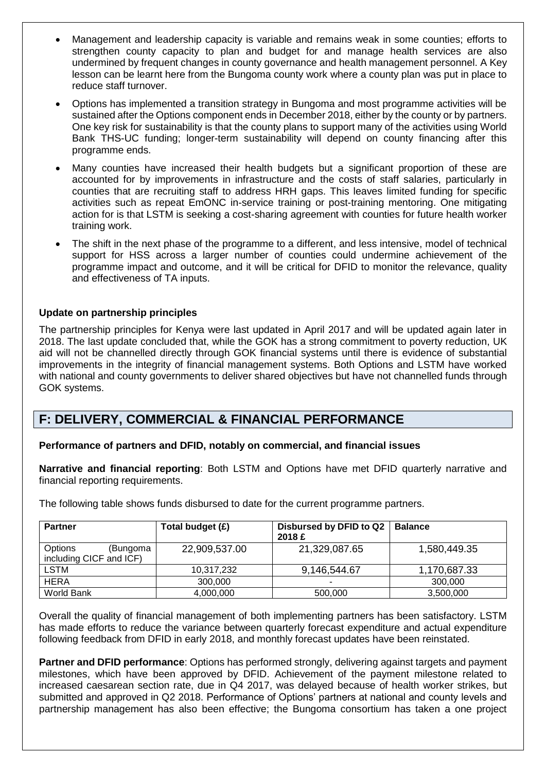- Management and leadership capacity is variable and remains weak in some counties; efforts to strengthen county capacity to plan and budget for and manage health services are also undermined by frequent changes in county governance and health management personnel. A Key lesson can be learnt here from the Bungoma county work where a county plan was put in place to reduce staff turnover.
- Options has implemented a transition strategy in Bungoma and most programme activities will be sustained after the Options component ends in December 2018, either by the county or by partners. One key risk for sustainability is that the county plans to support many of the activities using World Bank THS-UC funding; longer-term sustainability will depend on county financing after this programme ends.
- Many counties have increased their health budgets but a significant proportion of these are accounted for by improvements in infrastructure and the costs of staff salaries, particularly in counties that are recruiting staff to address HRH gaps. This leaves limited funding for specific activities such as repeat EmONC in-service training or post-training mentoring. One mitigating action for is that LSTM is seeking a cost-sharing agreement with counties for future health worker training work.
- The shift in the next phase of the programme to a different, and less intensive, model of technical support for HSS across a larger number of counties could undermine achievement of the programme impact and outcome, and it will be critical for DFID to monitor the relevance, quality and effectiveness of TA inputs.

**Update on partnership principles**

The partnership principles for Kenya were last updated in April 2017 and will be updated again later in 2018. The last update concluded that, while the GOK has a strong commitment to poverty reduction, UK aid will not be channelled directly through GOK financial systems until there is evidence of substantial improvements in the integrity of financial management systems. Both Options and LSTM have worked with national and county governments to deliver shared objectives but have not channelled funds through GOK systems.

## F: DELIVERY, COMMERCIAL & FINANCIAL PERFORMANCE

**Performance of partners and DFID, notably on commercial, and financial issues**

**Narrative and financial reporting**: Both LSTM and Options have met DFID quarterly narrative and financial reporting requirements.

The following table shows funds disbursed to date for the current programme partners.

| Partner | Total budget (£) | Disbursed by DFID to Q2 2018 £ | Balance |
|---|---|---|---|
| Options (Bungoma including CICF and ICF) | 22,909,537.00 | 21,329,087.65 | 1,580,449.35 |
| LSTM | 10,317,232 | 9,146,544.67 | 1,170,687.33 |
| HERA | 300,000 | - | 300,000 |
| World Bank | 4,000,000 | 500,000 | 3,500,000 |

Overall the quality of financial management of both implementing partners has been satisfactory. LSTM has made efforts to reduce the variance between quarterly forecast expenditure and actual expenditure following feedback from DFID in early 2018, and monthly forecast updates have been reinstated.

**Partner and DFID performance**: Options has performed strongly, delivering against targets and payment milestones, which have been approved by DFID. Achievement of the payment milestone related to increased caesarean section rate, due in Q4 2017, was delayed because of health worker strikes, but submitted and approved in Q2 2018. Performance of Options' partners at national and county levels and partnership management has also been effective; the Bungoma consortium has taken a one project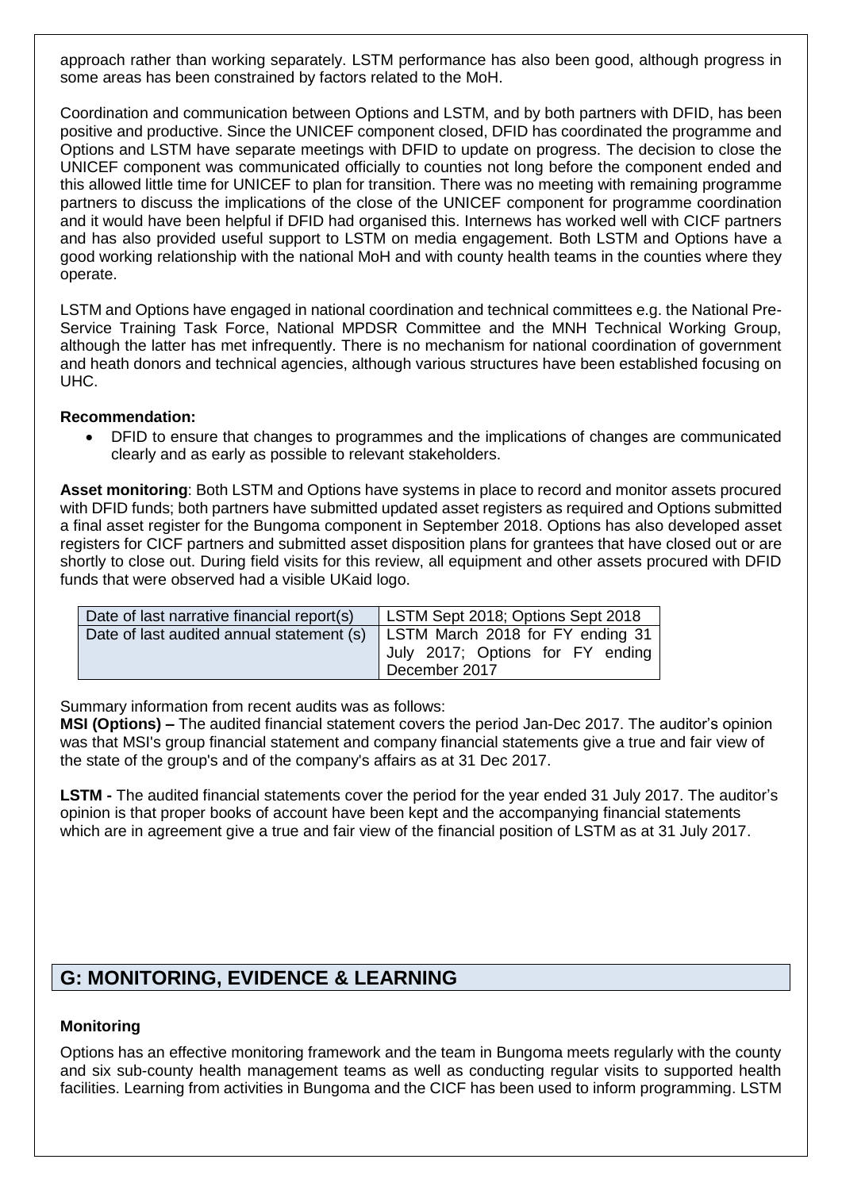approach rather than working separately. LSTM performance has also been good, although progress in some areas has been constrained by factors related to the MoH.

Coordination and communication between Options and LSTM, and by both partners with DFID, has been positive and productive. Since the UNICEF component closed, DFID has coordinated the programme and Options and LSTM have separate meetings with DFID to update on progress. The decision to close the UNICEF component was communicated officially to counties not long before the component ended and this allowed little time for UNICEF to plan for transition. There was no meeting with remaining programme partners to discuss the implications of the close of the UNICEF component for programme coordination and it would have been helpful if DFID had organised this. Internews has worked well with CICF partners and has also provided useful support to LSTM on media engagement. Both LSTM and Options have a good working relationship with the national MoH and with county health teams in the counties where they operate.

LSTM and Options have engaged in national coordination and technical committees e.g. the National Pre-Service Training Task Force, National MPDSR Committee and the MNH Technical Working Group, although the latter has met infrequently. There is no mechanism for national coordination of government and heath donors and technical agencies, although various structures have been established focusing on UHC.

**Recommendation:**

- DFID to ensure that changes to programmes and the implications of changes are communicated clearly and as early as possible to relevant stakeholders.

**Asset monitoring**: Both LSTM and Options have systems in place to record and monitor assets procured with DFID funds; both partners have submitted updated asset registers as required and Options submitted a final asset register for the Bungoma component in September 2018. Options has also developed asset registers for CICF partners and submitted asset disposition plans for grantees that have closed out or are shortly to close out. During field visits for this review, all equipment and other assets procured with DFID funds that were observed had a visible UKaid logo.

| Date of last narrative financial report(s) | LSTM Sept 2018; Options Sept 2018 |
|---|---|
| Date of last audited annual statement (s) | LSTM March 2018 for FY ending 31 July 2017; Options for FY ending December 2017 |

Summary information from recent audits was as follows:

**MSI (Options) –** The audited financial statement covers the period Jan-Dec 2017. The auditor's opinion was that MSI's group financial statement and company financial statements give a true and fair view of the state of the group's and of the company's affairs as at 31 Dec 2017.

**LSTM -** The audited financial statements cover the period for the year ended 31 July 2017. The auditor's opinion is that proper books of account have been kept and the accompanying financial statements which are in agreement give a true and fair view of the financial position of LSTM as at 31 July 2017.

## G: MONITORING, EVIDENCE & LEARNING

**Monitoring**

Options has an effective monitoring framework and the team in Bungoma meets regularly with the county and six sub-county health management teams as well as conducting regular visits to supported health facilities. Learning from activities in Bungoma and the CICF has been used to inform programming. LSTM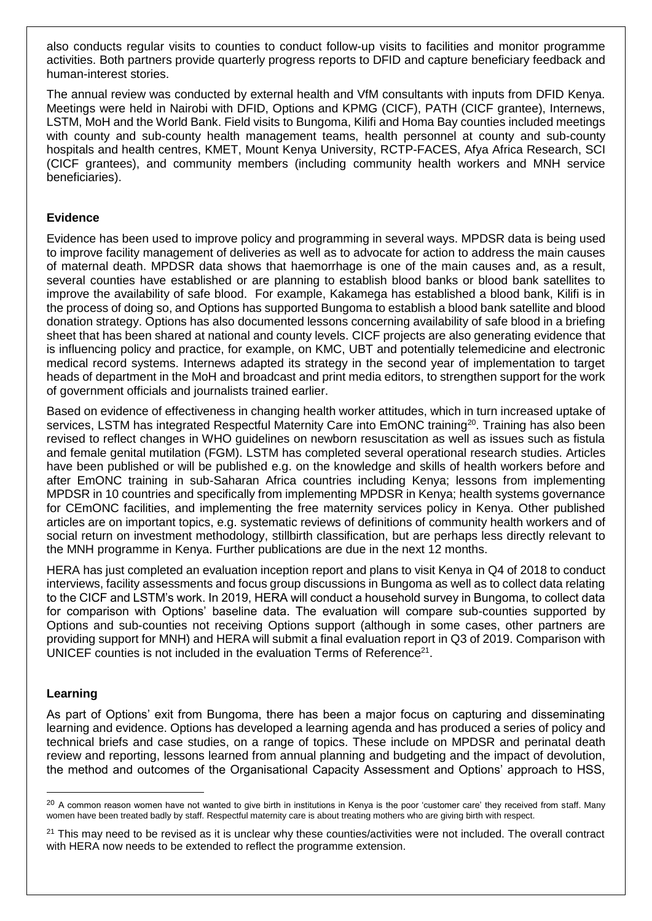also conducts regular visits to counties to conduct follow-up visits to facilities and monitor programme activities. Both partners provide quarterly progress reports to DFID and capture beneficiary feedback and human-interest stories.

The annual review was conducted by external health and VfM consultants with inputs from DFID Kenya. Meetings were held in Nairobi with DFID, Options and KPMG (CICF), PATH (CICF grantee), Internews, LSTM, MoH and the World Bank. Field visits to Bungoma, Kilifi and Homa Bay counties included meetings with county and sub-county health management teams, health personnel at county and sub-county hospitals and health centres, KMET, Mount Kenya University, RCTP-FACES, Afya Africa Research, SCI (CICF grantees), and community members (including community health workers and MNH service beneficiaries).

**Evidence**

Evidence has been used to improve policy and programming in several ways. MPDSR data is being used to improve facility management of deliveries as well as to advocate for action to address the main causes of maternal death. MPDSR data shows that haemorrhage is one of the main causes and, as a result, several counties have established or are planning to establish blood banks or blood bank satellites to improve the availability of safe blood. For example, Kakamega has established a blood bank, Kilifi is in the process of doing so, and Options has supported Bungoma to establish a blood bank satellite and blood donation strategy. Options has also documented lessons concerning availability of safe blood in a briefing sheet that has been shared at national and county levels. CICF projects are also generating evidence that is influencing policy and practice, for example, on KMC, UBT and potentially telemedicine and electronic medical record systems. Internews adapted its strategy in the second year of implementation to target heads of department in the MoH and broadcast and print media editors, to strengthen support for the work of government officials and journalists trained earlier.

Based on evidence of effectiveness in changing health worker attitudes, which in turn increased uptake of services, LSTM has integrated Respectful Maternity Care into EmONC training[20]. Training has also been revised to reflect changes in WHO guidelines on newborn resuscitation as well as issues such as fistula and female genital mutilation (FGM). LSTM has completed several operational research studies. Articles have been published or will be published e.g. on the knowledge and skills of health workers before and after EmONC training in sub-Saharan Africa countries including Kenya; lessons from implementing MPDSR in 10 countries and specifically from implementing MPDSR in Kenya; health systems governance for CEmONC facilities, and implementing the free maternity services policy in Kenya. Other published articles are on important topics, e.g. systematic reviews of definitions of community health workers and of social return on investment methodology, stillbirth classification, but are perhaps less directly relevant to the MNH programme in Kenya. Further publications are due in the next 12 months.

HERA has just completed an evaluation inception report and plans to visit Kenya in Q4 of 2018 to conduct interviews, facility assessments and focus group discussions in Bungoma as well as to collect data relating to the CICF and LSTM's work. In 2019, HERA will conduct a household survey in Bungoma, to collect data for comparison with Options' baseline data. The evaluation will compare sub-counties supported by Options and sub-counties not receiving Options support (although in some cases, other partners are providing support for MNH) and HERA will submit a final evaluation report in Q3 of 2019. Comparison with UNICEF counties is not included in the evaluation Terms of Reference[21].

**Learning**

As part of Options' exit from Bungoma, there has been a major focus on capturing and disseminating learning and evidence. Options has developed a learning agenda and has produced a series of policy and technical briefs and case studies, on a range of topics. These include on MPDSR and perinatal death review and reporting, lessons learned from annual planning and budgeting and the impact of devolution, the method and outcomes of the Organisational Capacity Assessment and Options' approach to HSS,

---

[20] A common reason women have not wanted to give birth in institutions in Kenya is the poor 'customer care' they received from staff. Many women have been treated badly by staff. Respectful maternity care is about treating mothers who are giving birth with respect.

[21] This may need to be revised as it is unclear why these counties/activities were not included. The overall contract with HERA now needs to be extended to reflect the programme extension.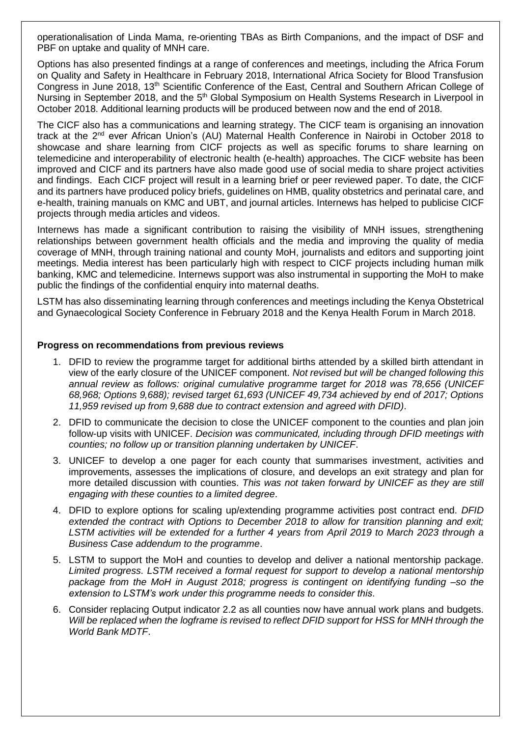operationalisation of Linda Mama, re-orienting TBAs as Birth Companions, and the impact of DSF and PBF on uptake and quality of MNH care.

Options has also presented findings at a range of conferences and meetings, including the Africa Forum on Quality and Safety in Healthcare in February 2018, International Africa Society for Blood Transfusion Congress in June 2018, 13th Scientific Conference of the East, Central and Southern African College of Nursing in September 2018, and the 5th Global Symposium on Health Systems Research in Liverpool in October 2018. Additional learning products will be produced between now and the end of 2018.

The CICF also has a communications and learning strategy. The CICF team is organising an innovation track at the 2nd ever African Union's (AU) Maternal Health Conference in Nairobi in October 2018 to showcase and share learning from CICF projects as well as specific forums to share learning on telemedicine and interoperability of electronic health (e-health) approaches. The CICF website has been improved and CICF and its partners have also made good use of social media to share project activities and findings. Each CICF project will result in a learning brief or peer reviewed paper. To date, the CICF and its partners have produced policy briefs, guidelines on HMB, quality obstetrics and perinatal care, and e-health, training manuals on KMC and UBT, and journal articles. Internews has helped to publicise CICF projects through media articles and videos.

Internews has made a significant contribution to raising the visibility of MNH issues, strengthening relationships between government health officials and the media and improving the quality of media coverage of MNH, through training national and county MoH, journalists and editors and supporting joint meetings. Media interest has been particularly high with respect to CICF projects including human milk banking, KMC and telemedicine. Internews support was also instrumental in supporting the MoH to make public the findings of the confidential enquiry into maternal deaths.

LSTM has also disseminating learning through conferences and meetings including the Kenya Obstetrical and Gynaecological Society Conference in February 2018 and the Kenya Health Forum in March 2018.

**Progress on recommendations from previous reviews**

1. DFID to review the programme target for additional births attended by a skilled birth attendant in view of the early closure of the UNICEF component. *Not revised but will be changed following this annual review as follows: original cumulative programme target for 2018 was 78,656 (UNICEF 68,968; Options 9,688); revised target 61,693 (UNICEF 49,734 achieved by end of 2017; Options 11,959 revised up from 9,688 due to contract extension and agreed with DFID)*.
2. DFID to communicate the decision to close the UNICEF component to the counties and plan join follow-up visits with UNICEF. *Decision was communicated, including through DFID meetings with counties; no follow up or transition planning undertaken by UNICEF*.
3. UNICEF to develop a one pager for each county that summarises investment, activities and improvements, assesses the implications of closure, and develops an exit strategy and plan for more detailed discussion with counties. *This was not taken forward by UNICEF as they are still engaging with these counties to a limited degree*.
4. DFID to explore options for scaling up/extending programme activities post contract end. *DFID extended the contract with Options to December 2018 to allow for transition planning and exit; LSTM activities will be extended for a further 4 years from April 2019 to March 2023 through a Business Case addendum to the programme*.
5. LSTM to support the MoH and counties to develop and deliver a national mentorship package. *Limited progress. LSTM received a formal request for support to develop a national mentorship package from the MoH in August 2018; progress is contingent on identifying funding –so the extension to LSTM's work under this programme needs to consider this*.
6. Consider replacing Output indicator 2.2 as all counties now have annual work plans and budgets. *Will be replaced when the logframe is revised to reflect DFID support for HSS for MNH through the World Bank MDTF*.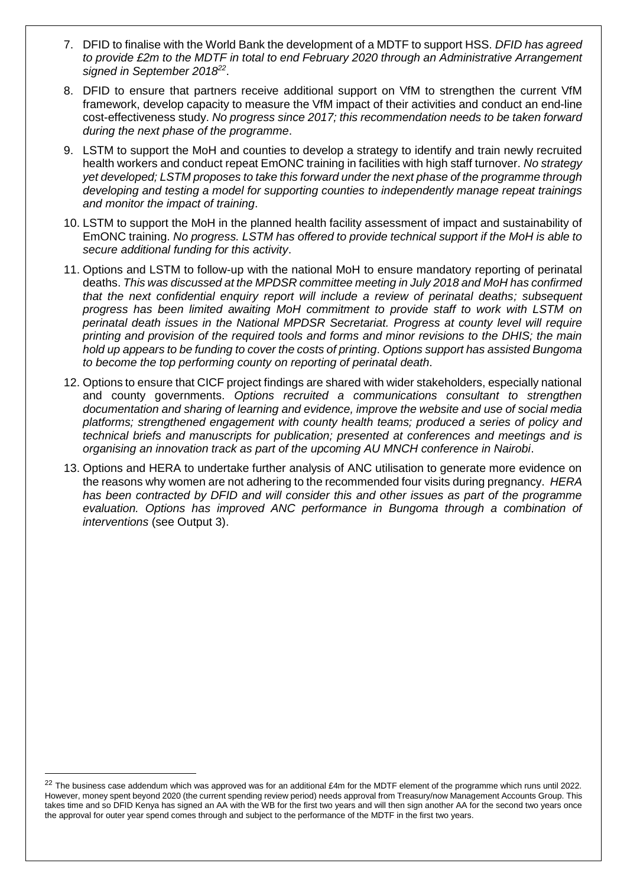7. DFID to finalise with the World Bank the development of a MDTF to support HSS. *DFID has agreed to provide £2m to the MDTF in total to end February 2020 through an Administrative Arrangement signed in September 2018*[22].

8. DFID to ensure that partners receive additional support on VfM to strengthen the current VfM framework, develop capacity to measure the VfM impact of their activities and conduct an end-line cost-effectiveness study. *No progress since 2017; this recommendation needs to be taken forward during the next phase of the programme*.

9. LSTM to support the MoH and counties to develop a strategy to identify and train newly recruited health workers and conduct repeat EmONC training in facilities with high staff turnover. *No strategy yet developed; LSTM proposes to take this forward under the next phase of the programme through developing and testing a model for supporting counties to independently manage repeat trainings and monitor the impact of training*.

10. LSTM to support the MoH in the planned health facility assessment of impact and sustainability of EmONC training. *No progress. LSTM has offered to provide technical support if the MoH is able to secure additional funding for this activity*.

11. Options and LSTM to follow-up with the national MoH to ensure mandatory reporting of perinatal deaths. *This was discussed at the MPDSR committee meeting in July 2018 and MoH has confirmed that the next confidential enquiry report will include a review of perinatal deaths; subsequent progress has been limited awaiting MoH commitment to provide staff to work with LSTM on perinatal death issues in the National MPDSR Secretariat. Progress at county level will require printing and provision of the required tools and forms and minor revisions to the DHIS; the main hold up appears to be funding to cover the costs of printing*. *Options support has assisted Bungoma to become the top performing county on reporting of perinatal death*.

12. Options to ensure that CICF project findings are shared with wider stakeholders, especially national and county governments. *Options recruited a communications consultant to strengthen documentation and sharing of learning and evidence, improve the website and use of social media platforms; strengthened engagement with county health teams; produced a series of policy and technical briefs and manuscripts for publication; presented at conferences and meetings and is organising an innovation track as part of the upcoming AU MNCH conference in Nairobi*.

13. Options and HERA to undertake further analysis of ANC utilisation to generate more evidence on the reasons why women are not adhering to the recommended four visits during pregnancy. *HERA has been contracted by DFID and will consider this and other issues as part of the programme evaluation. Options has improved ANC performance in Bungoma through a combination of interventions* (see Output 3).

---

[22] The business case addendum which was approved was for an additional £4m for the MDTF element of the programme which runs until 2022. However, money spent beyond 2020 (the current spending review period) needs approval from Treasury/now Management Accounts Group. This takes time and so DFID Kenya has signed an AA with the WB for the first two years and will then sign another AA for the second two years once the approval for outer year spend comes through and subject to the performance of the MDTF in the first two years.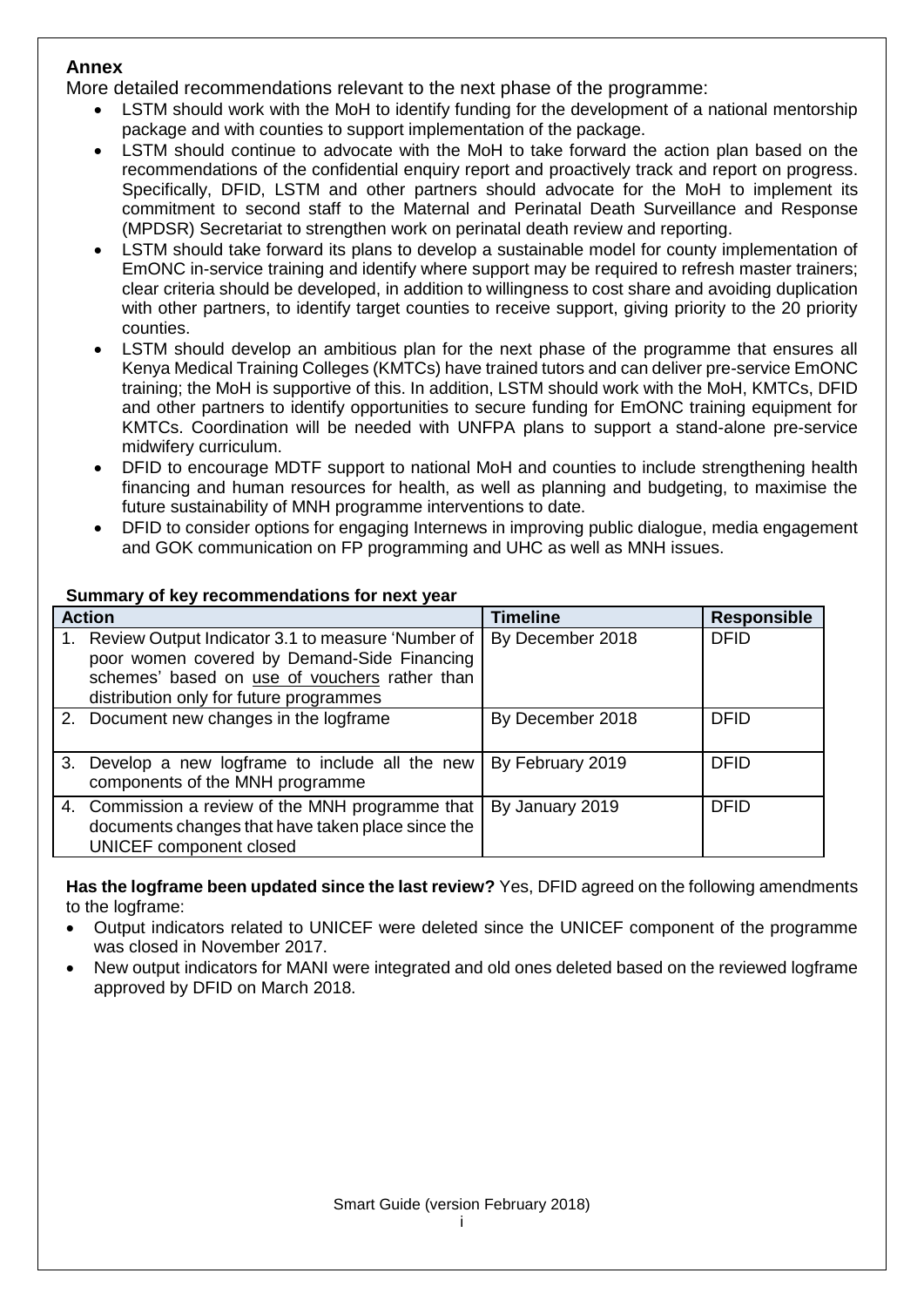## Annex

More detailed recommendations relevant to the next phase of the programme:

- LSTM should work with the MoH to identify funding for the development of a national mentorship package and with counties to support implementation of the package.
- LSTM should continue to advocate with the MoH to take forward the action plan based on the recommendations of the confidential enquiry report and proactively track and report on progress. Specifically, DFID, LSTM and other partners should advocate for the MoH to implement its commitment to second staff to the Maternal and Perinatal Death Surveillance and Response (MPDSR) Secretariat to strengthen work on perinatal death review and reporting.
- LSTM should take forward its plans to develop a sustainable model for county implementation of EmONC in-service training and identify where support may be required to refresh master trainers; clear criteria should be developed, in addition to willingness to cost share and avoiding duplication with other partners, to identify target counties to receive support, giving priority to the 20 priority counties.
- LSTM should develop an ambitious plan for the next phase of the programme that ensures all Kenya Medical Training Colleges (KMTCs) have trained tutors and can deliver pre-service EmONC training; the MoH is supportive of this. In addition, LSTM should work with the MoH, KMTCs, DFID and other partners to identify opportunities to secure funding for EmONC training equipment for KMTCs. Coordination will be needed with UNFPA plans to support a stand-alone pre-service midwifery curriculum.
- DFID to encourage MDTF support to national MoH and counties to include strengthening health financing and human resources for health, as well as planning and budgeting, to maximise the future sustainability of MNH programme interventions to date.
- DFID to consider options for engaging Internews in improving public dialogue, media engagement and GOK communication on FP programming and UHC as well as MNH issues.

**Summary of key recommendations for next year**

| Action | Timeline | Responsible |
|---|---|---|
| 1. Review Output Indicator 3.1 to measure 'Number of poor women covered by Demand-Side Financing schemes' based on use of vouchers rather than distribution only for future programmes | By December 2018 | DFID |
| 2. Document new changes in the logframe | By December 2018 | DFID |
| 3. Develop a new logframe to include all the new components of the MNH programme | By February 2019 | DFID |
| 4. Commission a review of the MNH programme that documents changes that have taken place since the UNICEF component closed | By January 2019 | DFID |

**Has the logframe been updated since the last review?** Yes, DFID agreed on the following amendments to the logframe:

- Output indicators related to UNICEF were deleted since the UNICEF component of the programme was closed in November 2017.
- New output indicators for MANI were integrated and old ones deleted based on the reviewed logframe approved by DFID on March 2018.